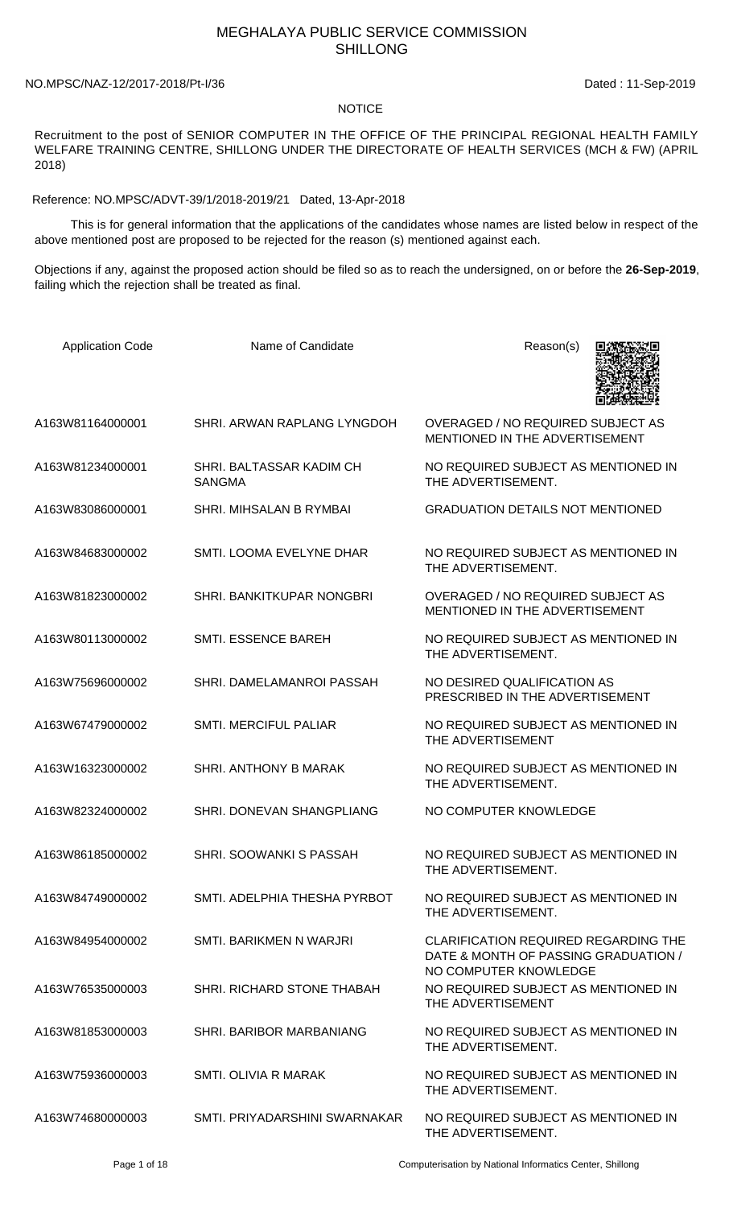# MEGHALAYA PUBLIC SERVICE COMMISSION
## SHILLONG

NO.MPSC/NAZ-12/2017-2018/Pt-I/36 Dated : 11-Sep-2019

**NOTICE**

Recruitment to the post of SENIOR COMPUTER IN THE OFFICE OF THE PRINCIPAL REGIONAL HEALTH FAMILY WELFARE TRAINING CENTRE, SHILLONG UNDER THE DIRECTORATE OF HEALTH SERVICES (MCH & FW) (APRIL 2018)

Reference: NO.MPSC/ADVT-39/1/2018-2019/21 Dated, 13-Apr-2018

This is for general information that the applications of the candidates whose names are listed below in respect of the above mentioned post are proposed to be rejected for the reason (s) mentioned against each.

Objections if any, against the proposed action should be filed so as to reach the undersigned, on or before the **26-Sep-2019**, failing which the rejection shall be treated as final.

| Application Code | Name of Candidate | Reason(s) |
|---|---|---|
| A163W81164000001 | SHRI. ARWAN RAPLANG LYNGDOH | OVERAGED / NO REQUIRED SUBJECT AS MENTIONED IN THE ADVERTISEMENT |
| A163W81234000001 | SHRI. BALTASSAR KADIM CH SANGMA | NO REQUIRED SUBJECT AS MENTIONED IN THE ADVERTISEMENT. |
| A163W83086000001 | SHRI. MIHSALAN B RYMBAI | GRADUATION DETAILS NOT MENTIONED |
| A163W84683000002 | SMTI. LOOMA EVELYNE DHAR | NO REQUIRED SUBJECT AS MENTIONED IN THE ADVERTISEMENT. |
| A163W81823000002 | SHRI. BANKITKUPAR NONGBRI | OVERAGED / NO REQUIRED SUBJECT AS MENTIONED IN THE ADVERTISEMENT |
| A163W80113000002 | SMTI. ESSENCE BAREH | NO REQUIRED SUBJECT AS MENTIONED IN THE ADVERTISEMENT. |
| A163W75696000002 | SHRI. DAMELAMANROI PASSAH | NO DESIRED QUALIFICATION AS PRESCRIBED IN THE ADVERTISEMENT |
| A163W67479000002 | SMTI. MERCIFUL PALIAR | NO REQUIRED SUBJECT AS MENTIONED IN THE ADVERTISEMENT |
| A163W16323000002 | SHRI. ANTHONY B MARAK | NO REQUIRED SUBJECT AS MENTIONED IN THE ADVERTISEMENT. |
| A163W82324000002 | SHRI. DONEVAN SHANGPLIANG | NO COMPUTER KNOWLEDGE |
| A163W86185000002 | SHRI. SOOWANKI S PASSAH | NO REQUIRED SUBJECT AS MENTIONED IN THE ADVERTISEMENT. |
| A163W84749000002 | SMTI. ADELPHIA THESHA PYRBOT | NO REQUIRED SUBJECT AS MENTIONED IN THE ADVERTISEMENT. |
| A163W84954000002 | SMTI. BARIKMEN N WARJRI | CLARIFICATION REQUIRED REGARDING THE DATE & MONTH OF PASSING GRADUATION / NO COMPUTER KNOWLEDGE |
| A163W76535000003 | SHRI. RICHARD STONE THABAH | NO REQUIRED SUBJECT AS MENTIONED IN THE ADVERTISEMENT |
| A163W81853000003 | SHRI. BARIBOR MARBANIANG | NO REQUIRED SUBJECT AS MENTIONED IN THE ADVERTISEMENT. |
| A163W75936000003 | SMTI. OLIVIA R MARAK | NO REQUIRED SUBJECT AS MENTIONED IN THE ADVERTISEMENT. |
| A163W74680000003 | SMTI. PRIYADARSHINI SWARNAKAR | NO REQUIRED SUBJECT AS MENTIONED IN THE ADVERTISEMENT. |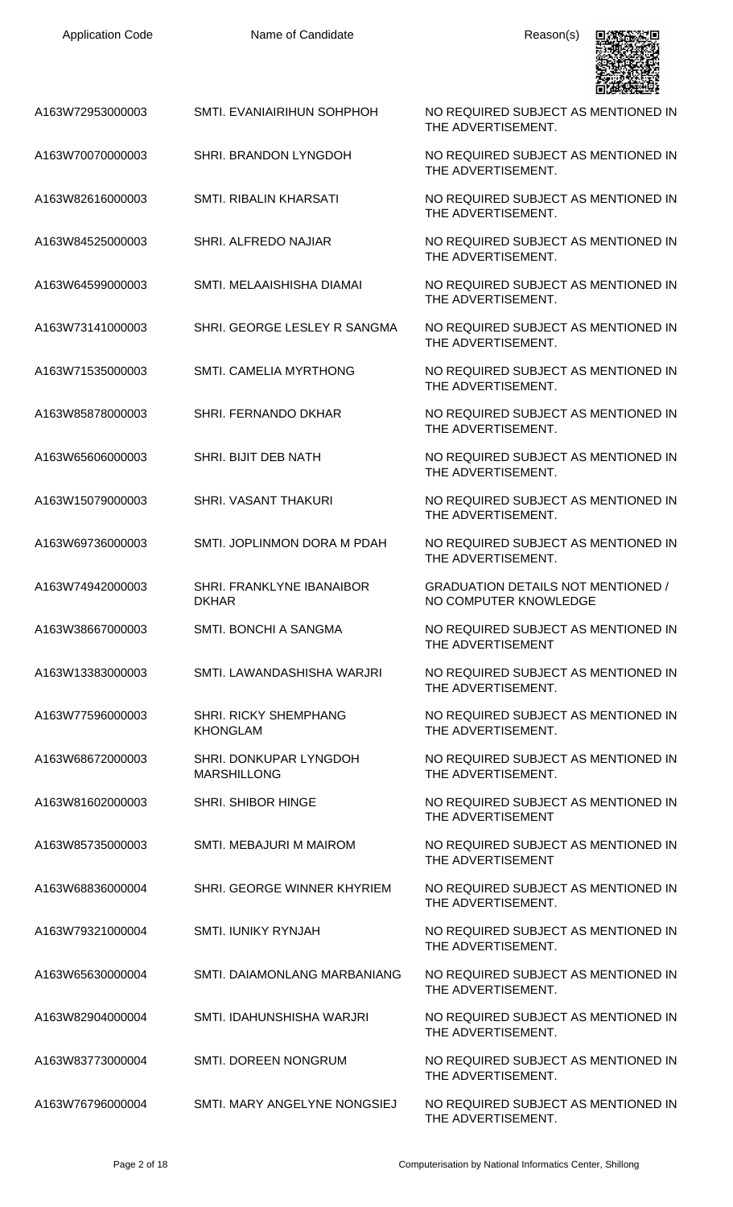| Application Code | Name of Candidate | Reason(s) |
|---|---|---|
| A163W72953000003 | SMTI. EVANIAIRIHUN SOHPHOH | NO REQUIRED SUBJECT AS MENTIONED IN THE ADVERTISEMENT. |
| A163W70070000003 | SHRI. BRANDON LYNGDOH | NO REQUIRED SUBJECT AS MENTIONED IN THE ADVERTISEMENT. |
| A163W82616000003 | SMTI. RIBALIN KHARSATI | NO REQUIRED SUBJECT AS MENTIONED IN THE ADVERTISEMENT. |
| A163W84525000003 | SHRI. ALFREDO NAJIAR | NO REQUIRED SUBJECT AS MENTIONED IN THE ADVERTISEMENT. |
| A163W64599000003 | SMTI. MELAAISHISHA DIAMAI | NO REQUIRED SUBJECT AS MENTIONED IN THE ADVERTISEMENT. |
| A163W73141000003 | SHRI. GEORGE LESLEY R SANGMA | NO REQUIRED SUBJECT AS MENTIONED IN THE ADVERTISEMENT. |
| A163W71535000003 | SMTI. CAMELIA MYRTHONG | NO REQUIRED SUBJECT AS MENTIONED IN THE ADVERTISEMENT. |
| A163W85878000003 | SHRI. FERNANDO DKHAR | NO REQUIRED SUBJECT AS MENTIONED IN THE ADVERTISEMENT. |
| A163W65606000003 | SHRI. BIJIT DEB NATH | NO REQUIRED SUBJECT AS MENTIONED IN THE ADVERTISEMENT. |
| A163W15079000003 | SHRI. VASANT THAKURI | NO REQUIRED SUBJECT AS MENTIONED IN THE ADVERTISEMENT. |
| A163W69736000003 | SMTI. JOPLINMON DORA M PDAH | NO REQUIRED SUBJECT AS MENTIONED IN THE ADVERTISEMENT. |
| A163W74942000003 | SHRI. FRANKLYNE IBANAIBOR DKHAR | GRADUATION DETAILS NOT MENTIONED / NO COMPUTER KNOWLEDGE |
| A163W38667000003 | SMTI. BONCHI A SANGMA | NO REQUIRED SUBJECT AS MENTIONED IN THE ADVERTISEMENT |
| A163W13383000003 | SMTI. LAWANDASHISHA WARJRI | NO REQUIRED SUBJECT AS MENTIONED IN THE ADVERTISEMENT. |
| A163W77596000003 | SHRI. RICKY SHEMPHANG KHONGLAM | NO REQUIRED SUBJECT AS MENTIONED IN THE ADVERTISEMENT. |
| A163W68672000003 | SHRI. DONKUPAR LYNGDOH MARSHILLONG | NO REQUIRED SUBJECT AS MENTIONED IN THE ADVERTISEMENT. |
| A163W81602000003 | SHRI. SHIBOR HINGE | NO REQUIRED SUBJECT AS MENTIONED IN THE ADVERTISEMENT |
| A163W85735000003 | SMTI. MEBAJURI M MAIROM | NO REQUIRED SUBJECT AS MENTIONED IN THE ADVERTISEMENT |
| A163W68836000004 | SHRI. GEORGE WINNER KHYRIEM | NO REQUIRED SUBJECT AS MENTIONED IN THE ADVERTISEMENT. |
| A163W79321000004 | SMTI. IUNIKY RYNJAH | NO REQUIRED SUBJECT AS MENTIONED IN THE ADVERTISEMENT. |
| A163W65630000004 | SMTI. DAIAMONLANG MARBANIANG | NO REQUIRED SUBJECT AS MENTIONED IN THE ADVERTISEMENT. |
| A163W82904000004 | SMTI. IDAHUNSHISHA WARJRI | NO REQUIRED SUBJECT AS MENTIONED IN THE ADVERTISEMENT. |
| A163W83773000004 | SMTI. DOREEN NONGRUM | NO REQUIRED SUBJECT AS MENTIONED IN THE ADVERTISEMENT. |
| A163W76796000004 | SMTI. MARY ANGELYNE NONGSIEJ | NO REQUIRED SUBJECT AS MENTIONED IN THE ADVERTISEMENT. |

Computerisation by National Informatics Center, Shillong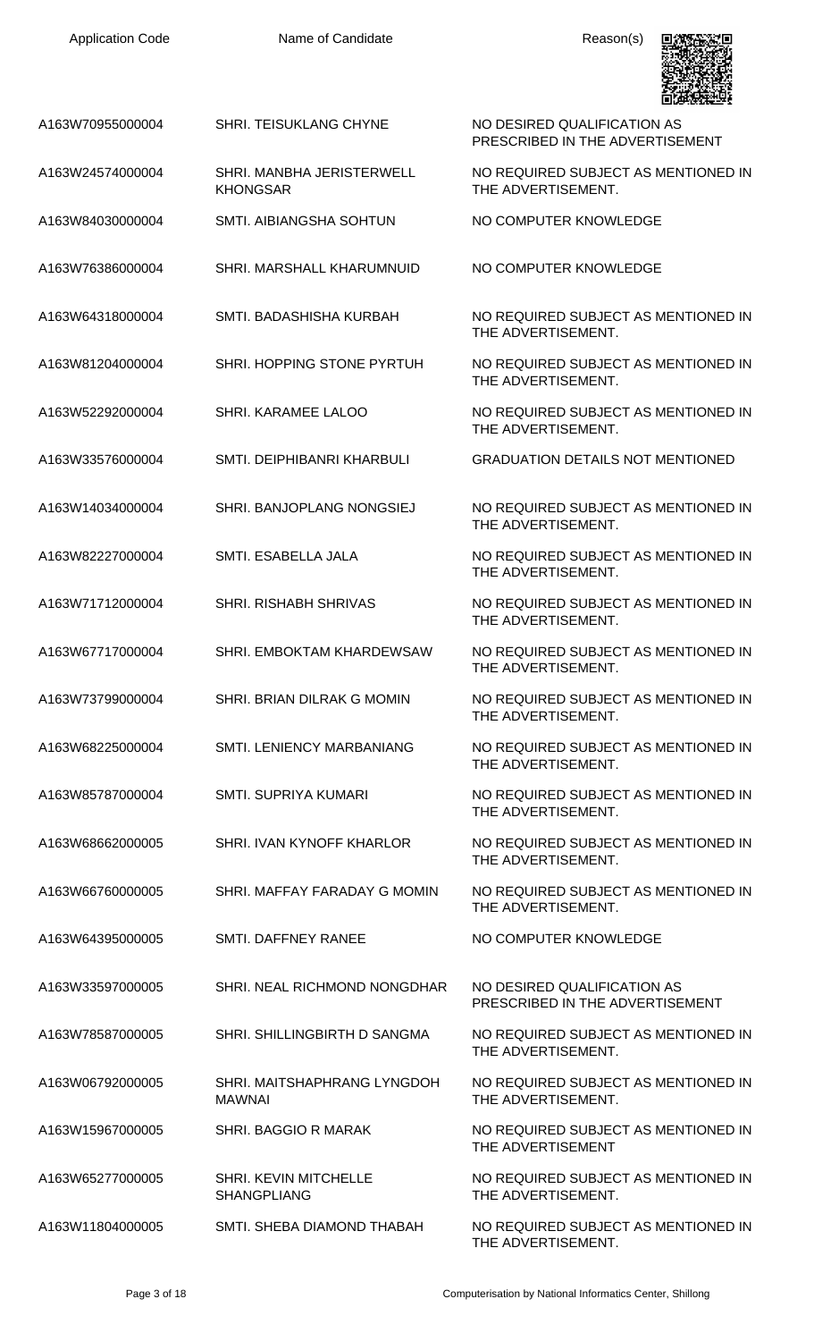| Application Code | Name of Candidate | Reason(s) |
|---|---|---|
| A163W70955000004 | SHRI. TEISUKLANG CHYNE | NO DESIRED QUALIFICATION AS PRESCRIBED IN THE ADVERTISEMENT |
| A163W24574000004 | SHRI. MANBHA JERISTERWELL KHONGSAR | NO REQUIRED SUBJECT AS MENTIONED IN THE ADVERTISEMENT. |
| A163W84030000004 | SMTI. AIBIANGSHA SOHTUN | NO COMPUTER KNOWLEDGE |
| A163W76386000004 | SHRI. MARSHALL KHARUMNUID | NO COMPUTER KNOWLEDGE |
| A163W64318000004 | SMTI. BADASHISHA KURBAH | NO REQUIRED SUBJECT AS MENTIONED IN THE ADVERTISEMENT. |
| A163W81204000004 | SHRI. HOPPING STONE PYRTUH | NO REQUIRED SUBJECT AS MENTIONED IN THE ADVERTISEMENT. |
| A163W52292000004 | SHRI. KARAMEE LALOO | NO REQUIRED SUBJECT AS MENTIONED IN THE ADVERTISEMENT. |
| A163W33576000004 | SMTI. DEIPHIBANRI KHARBULI | GRADUATION DETAILS NOT MENTIONED |
| A163W14034000004 | SHRI. BANJOPLANG NONGSIEJ | NO REQUIRED SUBJECT AS MENTIONED IN THE ADVERTISEMENT. |
| A163W82227000004 | SMTI. ESABELLA JALA | NO REQUIRED SUBJECT AS MENTIONED IN THE ADVERTISEMENT. |
| A163W71712000004 | SHRI. RISHABH SHRIVAS | NO REQUIRED SUBJECT AS MENTIONED IN THE ADVERTISEMENT. |
| A163W67717000004 | SHRI. EMBOKTAM KHARDEWSAW | NO REQUIRED SUBJECT AS MENTIONED IN THE ADVERTISEMENT. |
| A163W73799000004 | SHRI. BRIAN DILRAK G MOMIN | NO REQUIRED SUBJECT AS MENTIONED IN THE ADVERTISEMENT. |
| A163W68225000004 | SMTI. LENIENCY MARBANIANG | NO REQUIRED SUBJECT AS MENTIONED IN THE ADVERTISEMENT. |
| A163W85787000004 | SMTI. SUPRIYA KUMARI | NO REQUIRED SUBJECT AS MENTIONED IN THE ADVERTISEMENT. |
| A163W68662000005 | SHRI. IVAN KYNOFF KHARLOR | NO REQUIRED SUBJECT AS MENTIONED IN THE ADVERTISEMENT. |
| A163W66760000005 | SHRI. MAFFAY FARADAY G MOMIN | NO REQUIRED SUBJECT AS MENTIONED IN THE ADVERTISEMENT. |
| A163W64395000005 | SMTI. DAFFNEY RANEE | NO COMPUTER KNOWLEDGE |
| A163W33597000005 | SHRI. NEAL RICHMOND NONGDHAR | NO DESIRED QUALIFICATION AS PRESCRIBED IN THE ADVERTISEMENT |
| A163W78587000005 | SHRI. SHILLINGBIRTH D SANGMA | NO REQUIRED SUBJECT AS MENTIONED IN THE ADVERTISEMENT. |
| A163W06792000005 | SHRI. MAITSHAPHRANG LYNGDOH MAWNAI | NO REQUIRED SUBJECT AS MENTIONED IN THE ADVERTISEMENT. |
| A163W15967000005 | SHRI. BAGGIO R MARAK | NO REQUIRED SUBJECT AS MENTIONED IN THE ADVERTISEMENT |
| A163W65277000005 | SHRI. KEVIN MITCHELLE SHANGPLIANG | NO REQUIRED SUBJECT AS MENTIONED IN THE ADVERTISEMENT. |
| A163W11804000005 | SMTI. SHEBA DIAMOND THABAH | NO REQUIRED SUBJECT AS MENTIONED IN THE ADVERTISEMENT. |

Computerisation by National Informatics Center, Shillong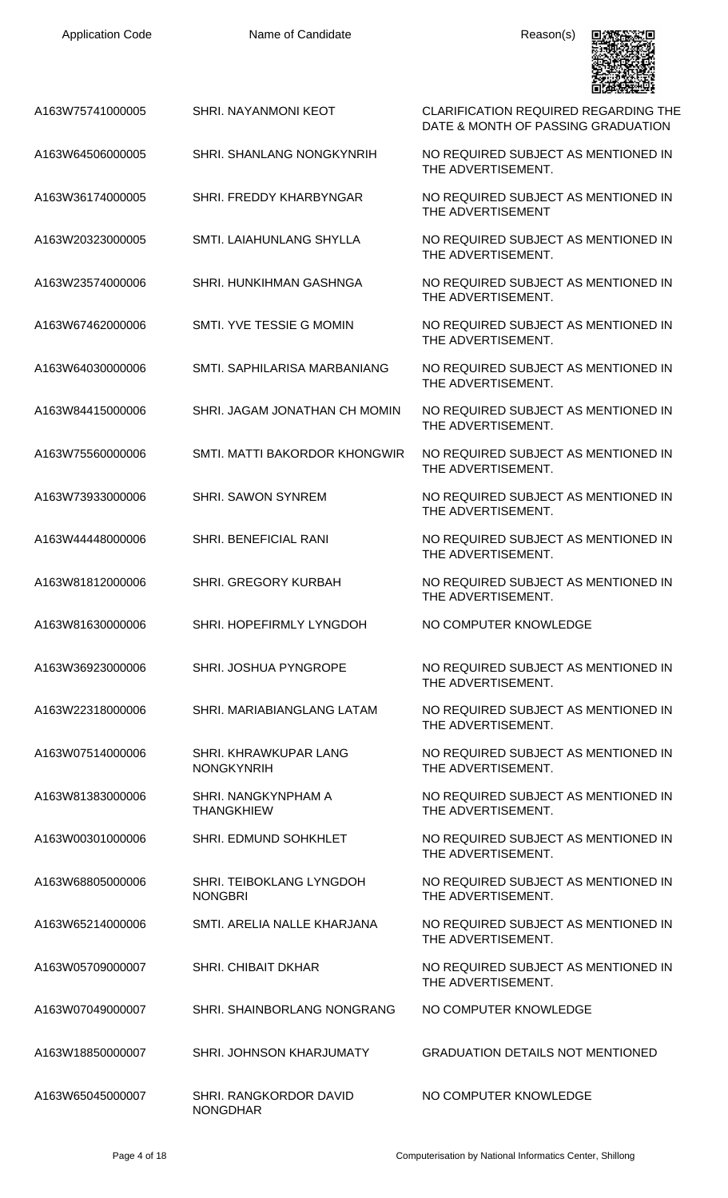| Application Code | Name of Candidate | Reason(s) |
| --- | --- | --- |
| A163W75741000005 | SHRI. NAYANMONI KEOT | CLARIFICATION REQUIRED REGARDING THE DATE & MONTH OF PASSING GRADUATION |
| A163W64506000005 | SHRI. SHANLANG NONGKYNRIH | NO REQUIRED SUBJECT AS MENTIONED IN THE ADVERTISEMENT. |
| A163W36174000005 | SHRI. FREDDY KHARBYNGAR | NO REQUIRED SUBJECT AS MENTIONED IN THE ADVERTISEMENT |
| A163W20323000005 | SMTI. LAIAHUNLANG SHYLLA | NO REQUIRED SUBJECT AS MENTIONED IN THE ADVERTISEMENT. |
| A163W23574000006 | SHRI. HUNKIHMAN GASHNGA | NO REQUIRED SUBJECT AS MENTIONED IN THE ADVERTISEMENT. |
| A163W67462000006 | SMTI. YVE TESSIE G MOMIN | NO REQUIRED SUBJECT AS MENTIONED IN THE ADVERTISEMENT. |
| A163W64030000006 | SMTI. SAPHILARISA MARBANIANG | NO REQUIRED SUBJECT AS MENTIONED IN THE ADVERTISEMENT. |
| A163W84415000006 | SHRI. JAGAM JONATHAN CH MOMIN | NO REQUIRED SUBJECT AS MENTIONED IN THE ADVERTISEMENT. |
| A163W75560000006 | SMTI. MATTI BAKORDOR KHONGWIR | NO REQUIRED SUBJECT AS MENTIONED IN THE ADVERTISEMENT. |
| A163W73933000006 | SHRI. SAWON SYNREM | NO REQUIRED SUBJECT AS MENTIONED IN THE ADVERTISEMENT. |
| A163W44448000006 | SHRI. BENEFICIAL RANI | NO REQUIRED SUBJECT AS MENTIONED IN THE ADVERTISEMENT. |
| A163W81812000006 | SHRI. GREGORY KURBAH | NO REQUIRED SUBJECT AS MENTIONED IN THE ADVERTISEMENT. |
| A163W81630000006 | SHRI. HOPEFIRMLY LYNGDOH | NO COMPUTER KNOWLEDGE |
| A163W36923000006 | SHRI. JOSHUA PYNGROPE | NO REQUIRED SUBJECT AS MENTIONED IN THE ADVERTISEMENT. |
| A163W22318000006 | SHRI. MARIABIANGLANG LATAM | NO REQUIRED SUBJECT AS MENTIONED IN THE ADVERTISEMENT. |
| A163W07514000006 | SHRI. KHRAWKUPAR LANG NONGKYNRIH | NO REQUIRED SUBJECT AS MENTIONED IN THE ADVERTISEMENT. |
| A163W81383000006 | SHRI. NANGKYNPHAM A THANGKHIEW | NO REQUIRED SUBJECT AS MENTIONED IN THE ADVERTISEMENT. |
| A163W00301000006 | SHRI. EDMUND SOHKHLET | NO REQUIRED SUBJECT AS MENTIONED IN THE ADVERTISEMENT. |
| A163W68805000006 | SHRI. TEIBOKLANG LYNGDOH NONGBRI | NO REQUIRED SUBJECT AS MENTIONED IN THE ADVERTISEMENT. |
| A163W65214000006 | SMTI. ARELIA NALLE KHARJANA | NO REQUIRED SUBJECT AS MENTIONED IN THE ADVERTISEMENT. |
| A163W05709000007 | SHRI. CHIBAIT DKHAR | NO REQUIRED SUBJECT AS MENTIONED IN THE ADVERTISEMENT. |
| A163W07049000007 | SHRI. SHAINBORLANG NONGRANG | NO COMPUTER KNOWLEDGE |
| A163W18850000007 | SHRI. JOHNSON KHARJUMATY | GRADUATION DETAILS NOT MENTIONED |
| A163W65045000007 | SHRI. RANGKORDOR DAVID NONGDHAR | NO COMPUTER KNOWLEDGE |

Computerisation by National Informatics Center, Shillong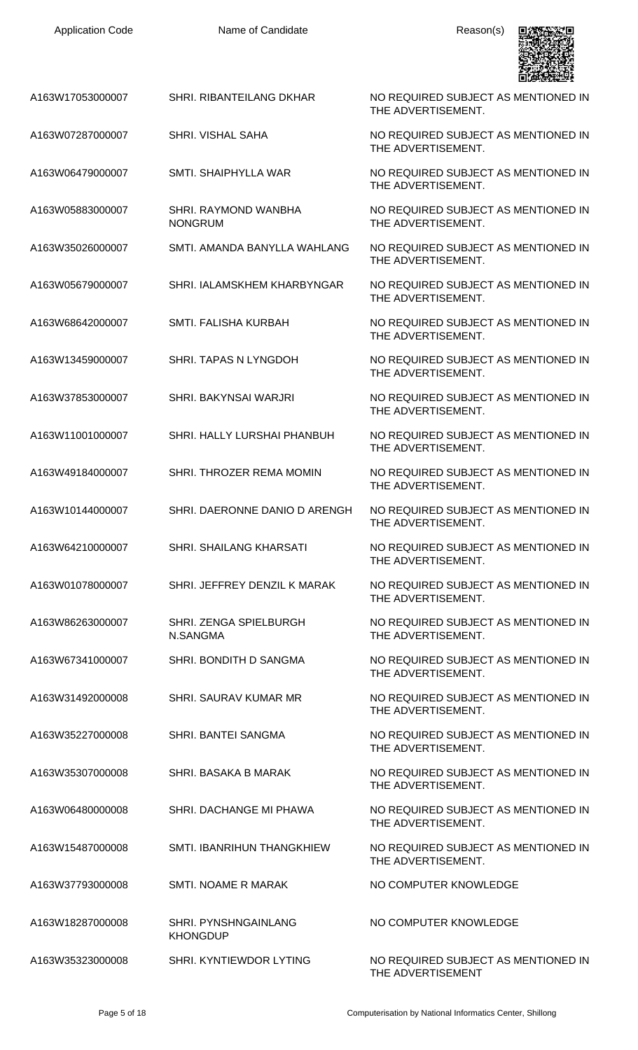| Application Code | Name of Candidate | Reason(s) |
| --- | --- | --- |
| A163W17053000007 | SHRI. RIBANTEILANG DKHAR | NO REQUIRED SUBJECT AS MENTIONED IN THE ADVERTISEMENT. |
| A163W07287000007 | SHRI. VISHAL SAHA | NO REQUIRED SUBJECT AS MENTIONED IN THE ADVERTISEMENT. |
| A163W06479000007 | SMTI. SHAIPHYLLA WAR | NO REQUIRED SUBJECT AS MENTIONED IN THE ADVERTISEMENT. |
| A163W05883000007 | SHRI. RAYMOND WANBHA NONGRUM | NO REQUIRED SUBJECT AS MENTIONED IN THE ADVERTISEMENT. |
| A163W35026000007 | SMTI. AMANDA BANYLLA WAHLANG | NO REQUIRED SUBJECT AS MENTIONED IN THE ADVERTISEMENT. |
| A163W05679000007 | SHRI. IALAMSKHEM KHARBYNGAR | NO REQUIRED SUBJECT AS MENTIONED IN THE ADVERTISEMENT. |
| A163W68642000007 | SMTI. FALISHA KURBAH | NO REQUIRED SUBJECT AS MENTIONED IN THE ADVERTISEMENT. |
| A163W13459000007 | SHRI. TAPAS N LYNGDOH | NO REQUIRED SUBJECT AS MENTIONED IN THE ADVERTISEMENT. |
| A163W37853000007 | SHRI. BAKYNSAI WARJRI | NO REQUIRED SUBJECT AS MENTIONED IN THE ADVERTISEMENT. |
| A163W11001000007 | SHRI. HALLY LURSHAI PHANBUH | NO REQUIRED SUBJECT AS MENTIONED IN THE ADVERTISEMENT. |
| A163W49184000007 | SHRI. THROZER REMA MOMIN | NO REQUIRED SUBJECT AS MENTIONED IN THE ADVERTISEMENT. |
| A163W10144000007 | SHRI. DAERONNE DANIO D ARENGH | NO REQUIRED SUBJECT AS MENTIONED IN THE ADVERTISEMENT. |
| A163W64210000007 | SHRI. SHAILANG KHARSATI | NO REQUIRED SUBJECT AS MENTIONED IN THE ADVERTISEMENT. |
| A163W01078000007 | SHRI. JEFFREY DENZIL K MARAK | NO REQUIRED SUBJECT AS MENTIONED IN THE ADVERTISEMENT. |
| A163W86263000007 | SHRI. ZENGA SPIELBURGH N.SANGMA | NO REQUIRED SUBJECT AS MENTIONED IN THE ADVERTISEMENT. |
| A163W67341000007 | SHRI. BONDITH D SANGMA | NO REQUIRED SUBJECT AS MENTIONED IN THE ADVERTISEMENT. |
| A163W31492000008 | SHRI. SAURAV KUMAR MR | NO REQUIRED SUBJECT AS MENTIONED IN THE ADVERTISEMENT. |
| A163W35227000008 | SHRI. BANTEI SANGMA | NO REQUIRED SUBJECT AS MENTIONED IN THE ADVERTISEMENT. |
| A163W35307000008 | SHRI. BASAKA B MARAK | NO REQUIRED SUBJECT AS MENTIONED IN THE ADVERTISEMENT. |
| A163W06480000008 | SHRI. DACHANGE MI PHAWA | NO REQUIRED SUBJECT AS MENTIONED IN THE ADVERTISEMENT. |
| A163W15487000008 | SMTI. IBANRIHUN THANGKHIEW | NO REQUIRED SUBJECT AS MENTIONED IN THE ADVERTISEMENT. |
| A163W37793000008 | SMTI. NOAME R MARAK | NO COMPUTER KNOWLEDGE |
| A163W18287000008 | SHRI. PYNSHNGAINLANG KHONGDUP | NO COMPUTER KNOWLEDGE |
| A163W35323000008 | SHRI. KYNTIEWDOR LYTING | NO REQUIRED SUBJECT AS MENTIONED IN THE ADVERTISEMENT |

Computerisation by National Informatics Center, Shillong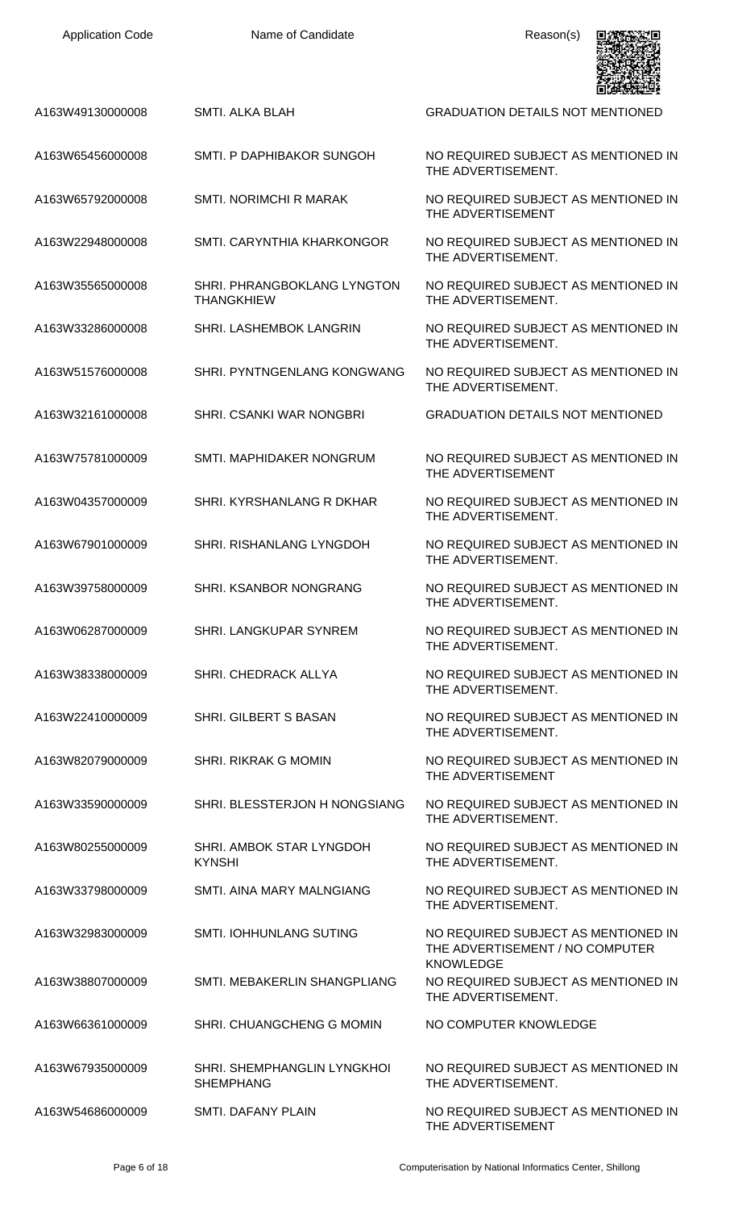| Application Code | Name of Candidate | Reason(s) |
|---|---|---|
| A163W49130000008 | SMTI. ALKA BLAH | GRADUATION DETAILS NOT MENTIONED |
| A163W65456000008 | SMTI. P DAPHIBAKOR SUNGOH | NO REQUIRED SUBJECT AS MENTIONED IN THE ADVERTISEMENT. |
| A163W65792000008 | SMTI. NORIMCHI R MARAK | NO REQUIRED SUBJECT AS MENTIONED IN THE ADVERTISEMENT |
| A163W22948000008 | SMTI. CARYNTHIA KHARKONGOR | NO REQUIRED SUBJECT AS MENTIONED IN THE ADVERTISEMENT. |
| A163W35565000008 | SHRI. PHRANGBOKLANG LYNGTON THANGKHIEW | NO REQUIRED SUBJECT AS MENTIONED IN THE ADVERTISEMENT. |
| A163W33286000008 | SHRI. LASHEMBOK LANGRIN | NO REQUIRED SUBJECT AS MENTIONED IN THE ADVERTISEMENT. |
| A163W51576000008 | SHRI. PYNTNGENLANG KONGWANG | NO REQUIRED SUBJECT AS MENTIONED IN THE ADVERTISEMENT. |
| A163W32161000008 | SHRI. CSANKI WAR NONGBRI | GRADUATION DETAILS NOT MENTIONED |
| A163W75781000009 | SMTI. MAPHIDAKER NONGRUM | NO REQUIRED SUBJECT AS MENTIONED IN THE ADVERTISEMENT |
| A163W04357000009 | SHRI. KYRSHANLANG R DKHAR | NO REQUIRED SUBJECT AS MENTIONED IN THE ADVERTISEMENT. |
| A163W67901000009 | SHRI. RISHANLANG LYNGDOH | NO REQUIRED SUBJECT AS MENTIONED IN THE ADVERTISEMENT. |
| A163W39758000009 | SHRI. KSANBOR NONGRANG | NO REQUIRED SUBJECT AS MENTIONED IN THE ADVERTISEMENT. |
| A163W06287000009 | SHRI. LANGKUPAR SYNREM | NO REQUIRED SUBJECT AS MENTIONED IN THE ADVERTISEMENT. |
| A163W38338000009 | SHRI. CHEDRACK ALLYA | NO REQUIRED SUBJECT AS MENTIONED IN THE ADVERTISEMENT. |
| A163W22410000009 | SHRI. GILBERT S BASAN | NO REQUIRED SUBJECT AS MENTIONED IN THE ADVERTISEMENT. |
| A163W82079000009 | SHRI. RIKRAK G MOMIN | NO REQUIRED SUBJECT AS MENTIONED IN THE ADVERTISEMENT |
| A163W33590000009 | SHRI. BLESSTERJON H NONGSIANG | NO REQUIRED SUBJECT AS MENTIONED IN THE ADVERTISEMENT. |
| A163W80255000009 | SHRI. AMBOK STAR LYNGDOH KYNSHI | NO REQUIRED SUBJECT AS MENTIONED IN THE ADVERTISEMENT. |
| A163W33798000009 | SMTI. AINA MARY MALNGIANG | NO REQUIRED SUBJECT AS MENTIONED IN THE ADVERTISEMENT. |
| A163W32983000009 | SMTI. IOHHUNLANG SUTING | NO REQUIRED SUBJECT AS MENTIONED IN THE ADVERTISEMENT / NO COMPUTER KNOWLEDGE |
| A163W38807000009 | SMTI. MEBAKERLIN SHANGPLIANG | NO REQUIRED SUBJECT AS MENTIONED IN THE ADVERTISEMENT. |
| A163W66361000009 | SHRI. CHUANGCHENG G MOMIN | NO COMPUTER KNOWLEDGE |
| A163W67935000009 | SHRI. SHEMPHANGLIN LYNGKHOI SHEMPHANG | NO REQUIRED SUBJECT AS MENTIONED IN THE ADVERTISEMENT. |
| A163W54686000009 | SMTI. DAFANY PLAIN | NO REQUIRED SUBJECT AS MENTIONED IN THE ADVERTISEMENT |

Computerisation by National Informatics Center, Shillong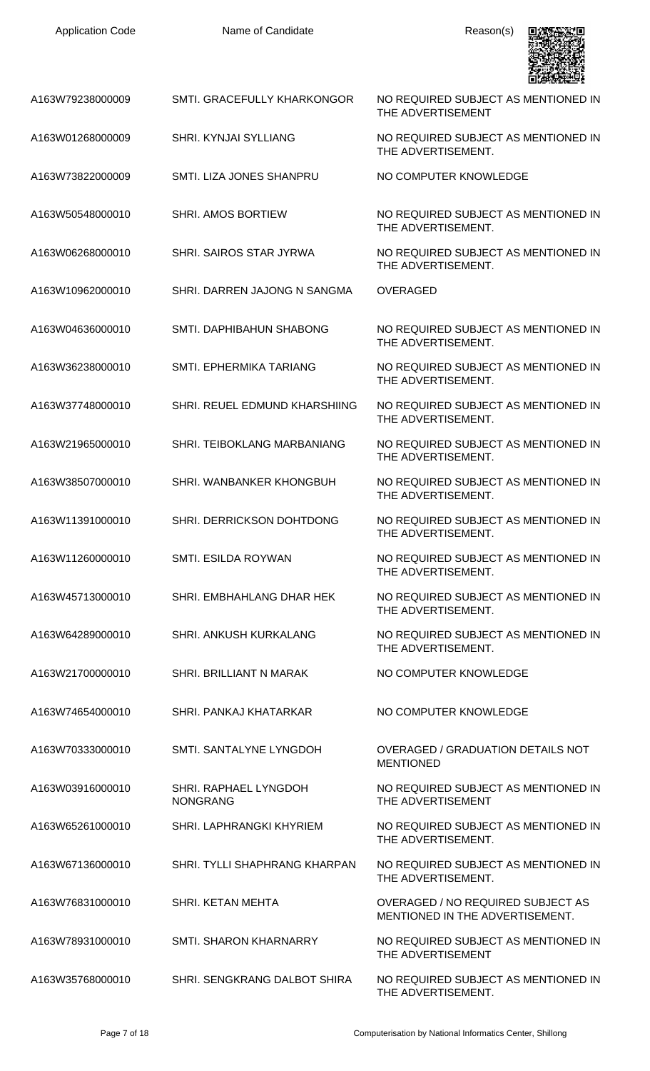| Application Code | Name of Candidate | Reason(s) |
|---|---|---|
| A163W79238000009 | SMTI. GRACEFULLY KHARKONGOR | NO REQUIRED SUBJECT AS MENTIONED IN THE ADVERTISEMENT |
| A163W01268000009 | SHRI. KYNJAI SYLLIANG | NO REQUIRED SUBJECT AS MENTIONED IN THE ADVERTISEMENT. |
| A163W73822000009 | SMTI. LIZA JONES SHANPRU | NO COMPUTER KNOWLEDGE |
| A163W50548000010 | SHRI. AMOS BORTIEW | NO REQUIRED SUBJECT AS MENTIONED IN THE ADVERTISEMENT. |
| A163W06268000010 | SHRI. SAIROS STAR JYRWA | NO REQUIRED SUBJECT AS MENTIONED IN THE ADVERTISEMENT. |
| A163W10962000010 | SHRI. DARREN JAJONG N SANGMA | OVERAGED |
| A163W04636000010 | SMTI. DAPHIBAHUN SHABONG | NO REQUIRED SUBJECT AS MENTIONED IN THE ADVERTISEMENT. |
| A163W36238000010 | SMTI. EPHERMIKA TARIANG | NO REQUIRED SUBJECT AS MENTIONED IN THE ADVERTISEMENT. |
| A163W37748000010 | SHRI. REUEL EDMUND KHARSHIING | NO REQUIRED SUBJECT AS MENTIONED IN THE ADVERTISEMENT. |
| A163W21965000010 | SHRI. TEIBOKLANG MARBANIANG | NO REQUIRED SUBJECT AS MENTIONED IN THE ADVERTISEMENT. |
| A163W38507000010 | SHRI. WANBANKER KHONGBUH | NO REQUIRED SUBJECT AS MENTIONED IN THE ADVERTISEMENT. |
| A163W11391000010 | SHRI. DERRICKSON DOHTDONG | NO REQUIRED SUBJECT AS MENTIONED IN THE ADVERTISEMENT. |
| A163W11260000010 | SMTI. ESILDA ROYWAN | NO REQUIRED SUBJECT AS MENTIONED IN THE ADVERTISEMENT. |
| A163W45713000010 | SHRI. EMBHAHLANG DHAR HEK | NO REQUIRED SUBJECT AS MENTIONED IN THE ADVERTISEMENT. |
| A163W64289000010 | SHRI. ANKUSH KURKALANG | NO REQUIRED SUBJECT AS MENTIONED IN THE ADVERTISEMENT. |
| A163W21700000010 | SHRI. BRILLIANT N MARAK | NO COMPUTER KNOWLEDGE |
| A163W74654000010 | SHRI. PANKAJ KHATARKAR | NO COMPUTER KNOWLEDGE |
| A163W70333000010 | SMTI. SANTALYNE LYNGDOH | OVERAGED / GRADUATION DETAILS NOT MENTIONED |
| A163W03916000010 | SHRI. RAPHAEL LYNGDOH NONGRANG | NO REQUIRED SUBJECT AS MENTIONED IN THE ADVERTISEMENT |
| A163W65261000010 | SHRI. LAPHRANGKI KHYRIEM | NO REQUIRED SUBJECT AS MENTIONED IN THE ADVERTISEMENT. |
| A163W67136000010 | SHRI. TYLLI SHAPHRANG KHARPAN | NO REQUIRED SUBJECT AS MENTIONED IN THE ADVERTISEMENT. |
| A163W76831000010 | SHRI. KETAN MEHTA | OVERAGED / NO REQUIRED SUBJECT AS MENTIONED IN THE ADVERTISEMENT. |
| A163W78931000010 | SMTI. SHARON KHARNARRY | NO REQUIRED SUBJECT AS MENTIONED IN THE ADVERTISEMENT |
| A163W35768000010 | SHRI. SENGKRANG DALBOT SHIRA | NO REQUIRED SUBJECT AS MENTIONED IN THE ADVERTISEMENT. |

Computerisation by National Informatics Center, Shillong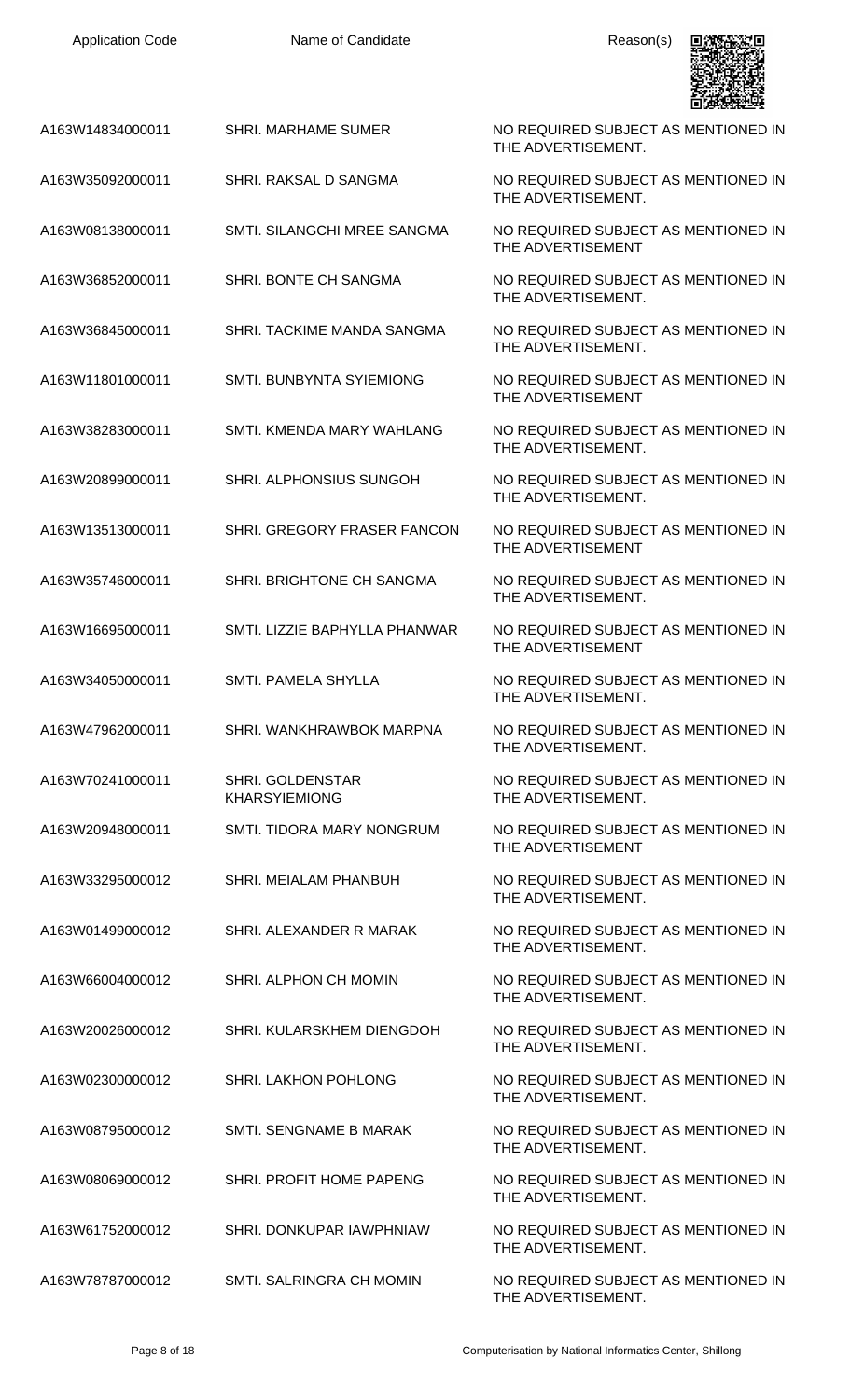| Application Code | Name of Candidate | Reason(s) |
| --- | --- | --- |
| A163W14834000011 | SHRI. MARHAME SUMER | NO REQUIRED SUBJECT AS MENTIONED IN THE ADVERTISEMENT. |
| A163W35092000011 | SHRI. RAKSAL D SANGMA | NO REQUIRED SUBJECT AS MENTIONED IN THE ADVERTISEMENT. |
| A163W08138000011 | SMTI. SILANGCHI MREE SANGMA | NO REQUIRED SUBJECT AS MENTIONED IN THE ADVERTISEMENT |
| A163W36852000011 | SHRI. BONTE CH SANGMA | NO REQUIRED SUBJECT AS MENTIONED IN THE ADVERTISEMENT. |
| A163W36845000011 | SHRI. TACKIME MANDA SANGMA | NO REQUIRED SUBJECT AS MENTIONED IN THE ADVERTISEMENT. |
| A163W11801000011 | SMTI. BUNBYNTA SYIEMIONG | NO REQUIRED SUBJECT AS MENTIONED IN THE ADVERTISEMENT |
| A163W38283000011 | SMTI. KMENDA MARY WAHLANG | NO REQUIRED SUBJECT AS MENTIONED IN THE ADVERTISEMENT. |
| A163W20899000011 | SHRI. ALPHONSIUS SUNGOH | NO REQUIRED SUBJECT AS MENTIONED IN THE ADVERTISEMENT. |
| A163W13513000011 | SHRI. GREGORY FRASER FANCON | NO REQUIRED SUBJECT AS MENTIONED IN THE ADVERTISEMENT |
| A163W35746000011 | SHRI. BRIGHTONE CH SANGMA | NO REQUIRED SUBJECT AS MENTIONED IN THE ADVERTISEMENT. |
| A163W16695000011 | SMTI. LIZZIE BAPHYLLA PHANWAR | NO REQUIRED SUBJECT AS MENTIONED IN THE ADVERTISEMENT |
| A163W34050000011 | SMTI. PAMELA SHYLLA | NO REQUIRED SUBJECT AS MENTIONED IN THE ADVERTISEMENT. |
| A163W47962000011 | SHRI. WANKHRAWBOK MARPNA | NO REQUIRED SUBJECT AS MENTIONED IN THE ADVERTISEMENT. |
| A163W70241000011 | SHRI. GOLDENSTAR KHARSYIEMIONG | NO REQUIRED SUBJECT AS MENTIONED IN THE ADVERTISEMENT. |
| A163W20948000011 | SMTI. TIDORA MARY NONGRUM | NO REQUIRED SUBJECT AS MENTIONED IN THE ADVERTISEMENT |
| A163W33295000012 | SHRI. MEIALAM PHANBUH | NO REQUIRED SUBJECT AS MENTIONED IN THE ADVERTISEMENT. |
| A163W01499000012 | SHRI. ALEXANDER R MARAK | NO REQUIRED SUBJECT AS MENTIONED IN THE ADVERTISEMENT. |
| A163W66004000012 | SHRI. ALPHON CH MOMIN | NO REQUIRED SUBJECT AS MENTIONED IN THE ADVERTISEMENT. |
| A163W20026000012 | SHRI. KULARSKHEM DIENGDOH | NO REQUIRED SUBJECT AS MENTIONED IN THE ADVERTISEMENT. |
| A163W02300000012 | SHRI. LAKHON POHLONG | NO REQUIRED SUBJECT AS MENTIONED IN THE ADVERTISEMENT. |
| A163W08795000012 | SMTI. SENGNAME B MARAK | NO REQUIRED SUBJECT AS MENTIONED IN THE ADVERTISEMENT. |
| A163W08069000012 | SHRI. PROFIT HOME PAPENG | NO REQUIRED SUBJECT AS MENTIONED IN THE ADVERTISEMENT. |
| A163W61752000012 | SHRI. DONKUPAR IAWPHNIAW | NO REQUIRED SUBJECT AS MENTIONED IN THE ADVERTISEMENT. |
| A163W78787000012 | SMTI. SALRINGRA CH MOMIN | NO REQUIRED SUBJECT AS MENTIONED IN THE ADVERTISEMENT. |

Computerisation by National Informatics Center, Shillong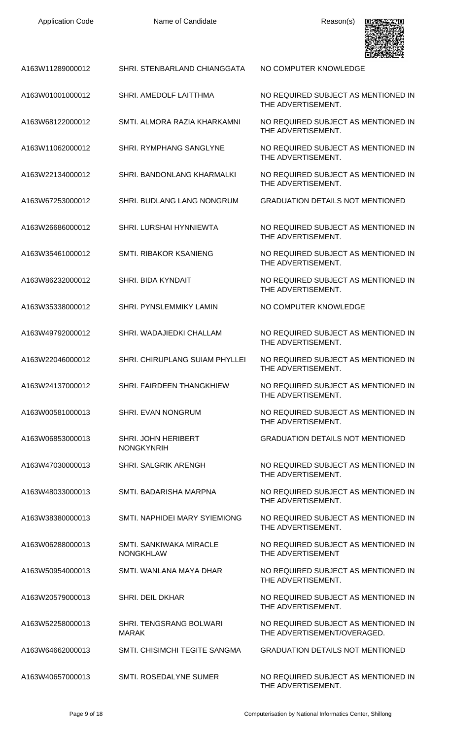| Application Code | Name of Candidate | Reason(s) |
| --- | --- | --- |
| A163W11289000012 | SHRI. STENBARLAND CHIANGGATA | NO COMPUTER KNOWLEDGE |
| A163W01001000012 | SHRI. AMEDOLF LAITTHMA | NO REQUIRED SUBJECT AS MENTIONED IN THE ADVERTISEMENT. |
| A163W68122000012 | SMTI. ALMORA RAZIA KHARKAMNI | NO REQUIRED SUBJECT AS MENTIONED IN THE ADVERTISEMENT. |
| A163W11062000012 | SHRI. RYMPHANG SANGLYNE | NO REQUIRED SUBJECT AS MENTIONED IN THE ADVERTISEMENT. |
| A163W22134000012 | SHRI. BANDONLANG KHARMALKI | NO REQUIRED SUBJECT AS MENTIONED IN THE ADVERTISEMENT. |
| A163W67253000012 | SHRI. BUDLANG LANG NONGRUM | GRADUATION DETAILS NOT MENTIONED |
| A163W26686000012 | SHRI. LURSHAI HYNNIEWTA | NO REQUIRED SUBJECT AS MENTIONED IN THE ADVERTISEMENT. |
| A163W35461000012 | SMTI. RIBAKOR KSANIENG | NO REQUIRED SUBJECT AS MENTIONED IN THE ADVERTISEMENT. |
| A163W86232000012 | SHRI. BIDA KYNDAIT | NO REQUIRED SUBJECT AS MENTIONED IN THE ADVERTISEMENT. |
| A163W35338000012 | SHRI. PYNSLEMMIKY LAMIN | NO COMPUTER KNOWLEDGE |
| A163W49792000012 | SHRI. WADAJIEDKI CHALLAM | NO REQUIRED SUBJECT AS MENTIONED IN THE ADVERTISEMENT. |
| A163W22046000012 | SHRI. CHIRUPLANG SUIAM PHYLLEI | NO REQUIRED SUBJECT AS MENTIONED IN THE ADVERTISEMENT. |
| A163W24137000012 | SHRI. FAIRDEEN THANGKHIEW | NO REQUIRED SUBJECT AS MENTIONED IN THE ADVERTISEMENT. |
| A163W00581000013 | SHRI. EVAN NONGRUM | NO REQUIRED SUBJECT AS MENTIONED IN THE ADVERTISEMENT. |
| A163W06853000013 | SHRI. JOHN HERIBERT NONGKYNRIH | GRADUATION DETAILS NOT MENTIONED |
| A163W47030000013 | SHRI. SALGRIK ARENGH | NO REQUIRED SUBJECT AS MENTIONED IN THE ADVERTISEMENT. |
| A163W48033000013 | SMTI. BADARISHA MARPNA | NO REQUIRED SUBJECT AS MENTIONED IN THE ADVERTISEMENT. |
| A163W38380000013 | SMTI. NAPHIDEI MARY SYIEMIONG | NO REQUIRED SUBJECT AS MENTIONED IN THE ADVERTISEMENT. |
| A163W06288000013 | SMTI. SANKIWAKA MIRACLE NONGKHLAW | NO REQUIRED SUBJECT AS MENTIONED IN THE ADVERTISEMENT |
| A163W50954000013 | SMTI. WANLANA MAYA DHAR | NO REQUIRED SUBJECT AS MENTIONED IN THE ADVERTISEMENT. |
| A163W20579000013 | SHRI. DEIL DKHAR | NO REQUIRED SUBJECT AS MENTIONED IN THE ADVERTISEMENT. |
| A163W52258000013 | SHRI. TENGSRANG BOLWARI MARAK | NO REQUIRED SUBJECT AS MENTIONED IN THE ADVERTISEMENT/OVERAGED. |
| A163W64662000013 | SMTI. CHISIMCHI TEGITE SANGMA | GRADUATION DETAILS NOT MENTIONED |
| A163W40657000013 | SMTI. ROSEDALYNE SUMER | NO REQUIRED SUBJECT AS MENTIONED IN THE ADVERTISEMENT. |

Computerisation by National Informatics Center, Shillong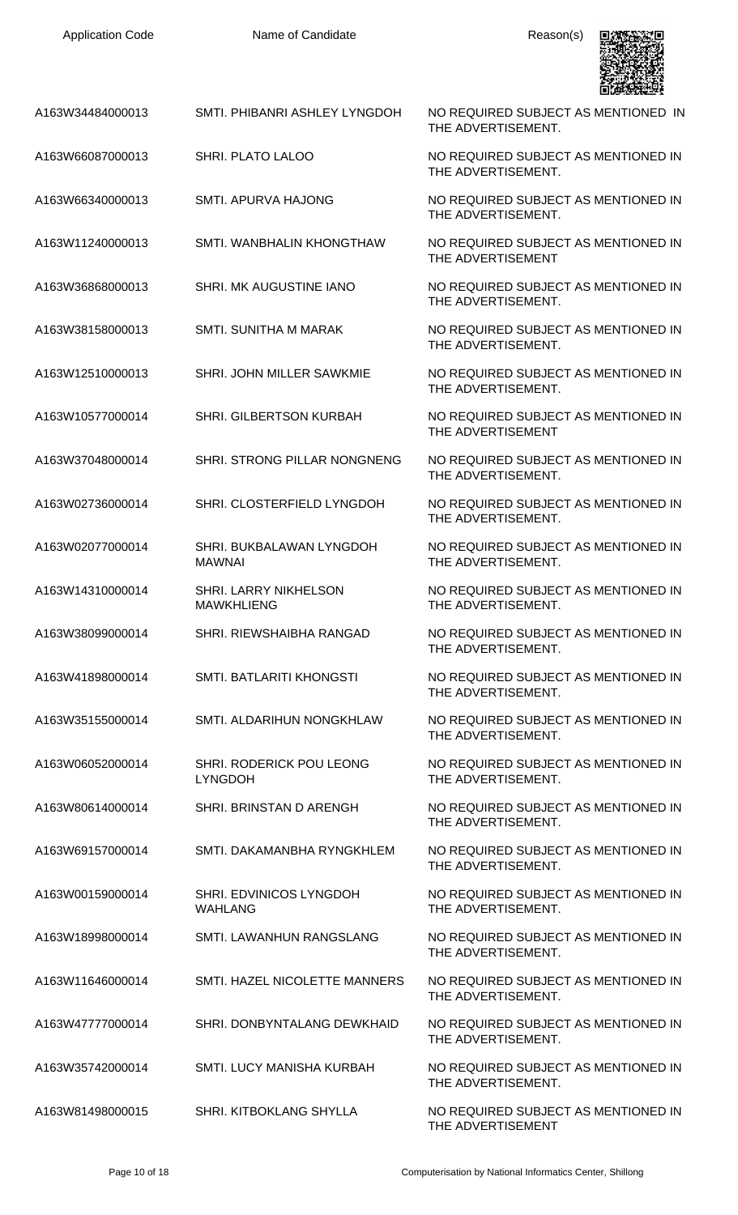| Application Code | Name of Candidate | Reason(s) |
|---|---|---|
| A163W34484000013 | SMTI. PHIBANRI ASHLEY LYNGDOH | NO REQUIRED SUBJECT AS MENTIONED IN THE ADVERTISEMENT. |
| A163W66087000013 | SHRI. PLATO LALOO | NO REQUIRED SUBJECT AS MENTIONED IN THE ADVERTISEMENT. |
| A163W66340000013 | SMTI. APURVA HAJONG | NO REQUIRED SUBJECT AS MENTIONED IN THE ADVERTISEMENT. |
| A163W11240000013 | SMTI. WANBHALIN KHONGTHAW | NO REQUIRED SUBJECT AS MENTIONED IN THE ADVERTISEMENT |
| A163W36868000013 | SHRI. MK AUGUSTINE IANO | NO REQUIRED SUBJECT AS MENTIONED IN THE ADVERTISEMENT. |
| A163W38158000013 | SMTI. SUNITHA M MARAK | NO REQUIRED SUBJECT AS MENTIONED IN THE ADVERTISEMENT. |
| A163W12510000013 | SHRI. JOHN MILLER SAWKMIE | NO REQUIRED SUBJECT AS MENTIONED IN THE ADVERTISEMENT. |
| A163W10577000014 | SHRI. GILBERTSON KURBAH | NO REQUIRED SUBJECT AS MENTIONED IN THE ADVERTISEMENT |
| A163W37048000014 | SHRI. STRONG PILLAR NONGNENG | NO REQUIRED SUBJECT AS MENTIONED IN THE ADVERTISEMENT. |
| A163W02736000014 | SHRI. CLOSTERFIELD LYNGDOH | NO REQUIRED SUBJECT AS MENTIONED IN THE ADVERTISEMENT. |
| A163W02077000014 | SHRI. BUKBALAWAN LYNGDOH MAWNAI | NO REQUIRED SUBJECT AS MENTIONED IN THE ADVERTISEMENT. |
| A163W14310000014 | SHRI. LARRY NIKHELSON MAWKHLIENG | NO REQUIRED SUBJECT AS MENTIONED IN THE ADVERTISEMENT. |
| A163W38099000014 | SHRI. RIEWSHAIBHA RANGAD | NO REQUIRED SUBJECT AS MENTIONED IN THE ADVERTISEMENT. |
| A163W41898000014 | SMTI. BATLARITI KHONGSTI | NO REQUIRED SUBJECT AS MENTIONED IN THE ADVERTISEMENT. |
| A163W35155000014 | SMTI. ALDARIHUN NONGKHLAW | NO REQUIRED SUBJECT AS MENTIONED IN THE ADVERTISEMENT. |
| A163W06052000014 | SHRI. RODERICK POU LEONG LYNGDOH | NO REQUIRED SUBJECT AS MENTIONED IN THE ADVERTISEMENT. |
| A163W80614000014 | SHRI. BRINSTAN D ARENGH | NO REQUIRED SUBJECT AS MENTIONED IN THE ADVERTISEMENT. |
| A163W69157000014 | SMTI. DAKAMANBHA RYNGKHLEM | NO REQUIRED SUBJECT AS MENTIONED IN THE ADVERTISEMENT. |
| A163W00159000014 | SHRI. EDVINICOS LYNGDOH WAHLANG | NO REQUIRED SUBJECT AS MENTIONED IN THE ADVERTISEMENT. |
| A163W18998000014 | SMTI. LAWANHUN RANGSLANG | NO REQUIRED SUBJECT AS MENTIONED IN THE ADVERTISEMENT. |
| A163W11646000014 | SMTI. HAZEL NICOLETTE MANNERS | NO REQUIRED SUBJECT AS MENTIONED IN THE ADVERTISEMENT. |
| A163W47777000014 | SHRI. DONBYNTALANG DEWKHAID | NO REQUIRED SUBJECT AS MENTIONED IN THE ADVERTISEMENT. |
| A163W35742000014 | SMTI. LUCY MANISHA KURBAH | NO REQUIRED SUBJECT AS MENTIONED IN THE ADVERTISEMENT. |
| A163W81498000015 | SHRI. KITBOKLANG SHYLLA | NO REQUIRED SUBJECT AS MENTIONED IN THE ADVERTISEMENT |

Computerisation by National Informatics Center, Shillong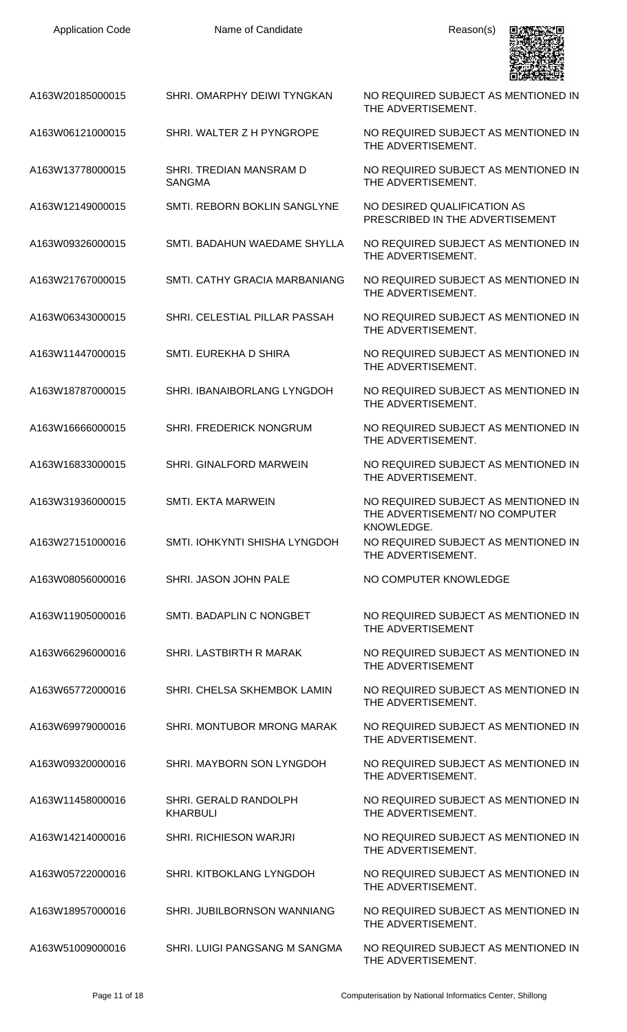| Application Code | Name of Candidate | Reason(s) |
|---|---|---|
| A163W20185000015 | SHRI. OMARPHY DEIWI TYNGKAN | NO REQUIRED SUBJECT AS MENTIONED IN THE ADVERTISEMENT. |
| A163W06121000015 | SHRI. WALTER Z H PYNGROPE | NO REQUIRED SUBJECT AS MENTIONED IN THE ADVERTISEMENT. |
| A163W13778000015 | SHRI. TREDIAN MANSRAM D SANGMA | NO REQUIRED SUBJECT AS MENTIONED IN THE ADVERTISEMENT. |
| A163W12149000015 | SMTI. REBORN BOKLIN SANGLYNE | NO DESIRED QUALIFICATION AS PRESCRIBED IN THE ADVERTISEMENT |
| A163W09326000015 | SMTI. BADAHUN WAEDAME SHYLLA | NO REQUIRED SUBJECT AS MENTIONED IN THE ADVERTISEMENT. |
| A163W21767000015 | SMTI. CATHY GRACIA MARBANIANG | NO REQUIRED SUBJECT AS MENTIONED IN THE ADVERTISEMENT. |
| A163W06343000015 | SHRI. CELESTIAL PILLAR PASSAH | NO REQUIRED SUBJECT AS MENTIONED IN THE ADVERTISEMENT. |
| A163W11447000015 | SMTI. EUREKHA D SHIRA | NO REQUIRED SUBJECT AS MENTIONED IN THE ADVERTISEMENT. |
| A163W18787000015 | SHRI. IBANAIBORLANG LYNGDOH | NO REQUIRED SUBJECT AS MENTIONED IN THE ADVERTISEMENT. |
| A163W16666000015 | SHRI. FREDERICK NONGRUM | NO REQUIRED SUBJECT AS MENTIONED IN THE ADVERTISEMENT. |
| A163W16833000015 | SHRI. GINALFORD MARWEIN | NO REQUIRED SUBJECT AS MENTIONED IN THE ADVERTISEMENT. |
| A163W31936000015 | SMTI. EKTA MARWEIN | NO REQUIRED SUBJECT AS MENTIONED IN THE ADVERTISEMENT/ NO COMPUTER KNOWLEDGE. |
| A163W27151000016 | SMTI. IOHKYNTI SHISHA LYNGDOH | NO REQUIRED SUBJECT AS MENTIONED IN THE ADVERTISEMENT. |
| A163W08056000016 | SHRI. JASON JOHN PALE | NO COMPUTER KNOWLEDGE |
| A163W11905000016 | SMTI. BADAPLIN C NONGBET | NO REQUIRED SUBJECT AS MENTIONED IN THE ADVERTISEMENT |
| A163W66296000016 | SHRI. LASTBIRTH R MARAK | NO REQUIRED SUBJECT AS MENTIONED IN THE ADVERTISEMENT |
| A163W65772000016 | SHRI. CHELSA SKHEMBOK LAMIN | NO REQUIRED SUBJECT AS MENTIONED IN THE ADVERTISEMENT. |
| A163W69979000016 | SHRI. MONTUBOR MRONG MARAK | NO REQUIRED SUBJECT AS MENTIONED IN THE ADVERTISEMENT. |
| A163W09320000016 | SHRI. MAYBORN SON LYNGDOH | NO REQUIRED SUBJECT AS MENTIONED IN THE ADVERTISEMENT. |
| A163W11458000016 | SHRI. GERALD RANDOLPH KHARBULI | NO REQUIRED SUBJECT AS MENTIONED IN THE ADVERTISEMENT. |
| A163W14214000016 | SHRI. RICHIESON WARJRI | NO REQUIRED SUBJECT AS MENTIONED IN THE ADVERTISEMENT. |
| A163W05722000016 | SHRI. KITBOKLANG LYNGDOH | NO REQUIRED SUBJECT AS MENTIONED IN THE ADVERTISEMENT. |
| A163W18957000016 | SHRI. JUBILBORNSON WANNIANG | NO REQUIRED SUBJECT AS MENTIONED IN THE ADVERTISEMENT. |
| A163W51009000016 | SHRI. LUIGI PANGSANG M SANGMA | NO REQUIRED SUBJECT AS MENTIONED IN THE ADVERTISEMENT. |

Computerisation by National Informatics Center, Shillong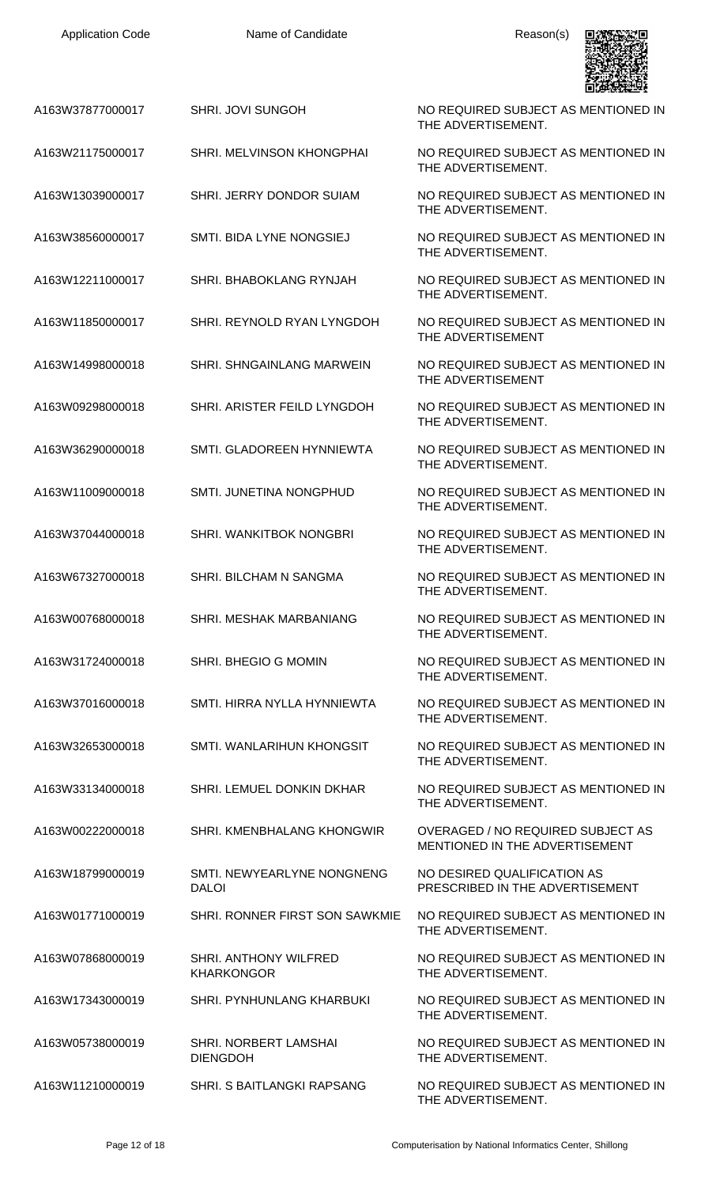| Application Code | Name of Candidate | Reason(s) |
|---|---|---|
| A163W37877000017 | SHRI. JOVI SUNGOH | NO REQUIRED SUBJECT AS MENTIONED IN THE ADVERTISEMENT. |
| A163W21175000017 | SHRI. MELVINSON KHONGPHAI | NO REQUIRED SUBJECT AS MENTIONED IN THE ADVERTISEMENT. |
| A163W13039000017 | SHRI. JERRY DONDOR SUIAM | NO REQUIRED SUBJECT AS MENTIONED IN THE ADVERTISEMENT. |
| A163W38560000017 | SMTI. BIDA LYNE NONGSIEJ | NO REQUIRED SUBJECT AS MENTIONED IN THE ADVERTISEMENT. |
| A163W12211000017 | SHRI. BHABOKLANG RYNJAH | NO REQUIRED SUBJECT AS MENTIONED IN THE ADVERTISEMENT. |
| A163W11850000017 | SHRI. REYNOLD RYAN LYNGDOH | NO REQUIRED SUBJECT AS MENTIONED IN THE ADVERTISEMENT |
| A163W14998000018 | SHRI. SHNGAINLANG MARWEIN | NO REQUIRED SUBJECT AS MENTIONED IN THE ADVERTISEMENT |
| A163W09298000018 | SHRI. ARISTER FEILD LYNGDOH | NO REQUIRED SUBJECT AS MENTIONED IN THE ADVERTISEMENT. |
| A163W36290000018 | SMTI. GLADOREEN HYNNIEWTA | NO REQUIRED SUBJECT AS MENTIONED IN THE ADVERTISEMENT. |
| A163W11009000018 | SMTI. JUNETINA NONGPHUD | NO REQUIRED SUBJECT AS MENTIONED IN THE ADVERTISEMENT. |
| A163W37044000018 | SHRI. WANKITBOK NONGBRI | NO REQUIRED SUBJECT AS MENTIONED IN THE ADVERTISEMENT. |
| A163W67327000018 | SHRI. BILCHAM N SANGMA | NO REQUIRED SUBJECT AS MENTIONED IN THE ADVERTISEMENT. |
| A163W00768000018 | SHRI. MESHAK MARBANIANG | NO REQUIRED SUBJECT AS MENTIONED IN THE ADVERTISEMENT. |
| A163W31724000018 | SHRI. BHEGIO G MOMIN | NO REQUIRED SUBJECT AS MENTIONED IN THE ADVERTISEMENT. |
| A163W37016000018 | SMTI. HIRRA NYLLA HYNNIEWTA | NO REQUIRED SUBJECT AS MENTIONED IN THE ADVERTISEMENT. |
| A163W32653000018 | SMTI. WANLARIHUN KHONGSIT | NO REQUIRED SUBJECT AS MENTIONED IN THE ADVERTISEMENT. |
| A163W33134000018 | SHRI. LEMUEL DONKIN DKHAR | NO REQUIRED SUBJECT AS MENTIONED IN THE ADVERTISEMENT. |
| A163W00222000018 | SHRI. KMENBHALANG KHONGWIR | OVERAGED / NO REQUIRED SUBJECT AS MENTIONED IN THE ADVERTISEMENT |
| A163W18799000019 | SMTI. NEWYEARLYNE NONGNENG DALOI | NO DESIRED QUALIFICATION AS PRESCRIBED IN THE ADVERTISEMENT |
| A163W01771000019 | SHRI. RONNER FIRST SON SAWKMIE | NO REQUIRED SUBJECT AS MENTIONED IN THE ADVERTISEMENT. |
| A163W07868000019 | SHRI. ANTHONY WILFRED KHARKONGOR | NO REQUIRED SUBJECT AS MENTIONED IN THE ADVERTISEMENT. |
| A163W17343000019 | SHRI. PYNHUNLANG KHARBUKI | NO REQUIRED SUBJECT AS MENTIONED IN THE ADVERTISEMENT. |
| A163W05738000019 | SHRI. NORBERT LAMSHAI DIENGDOH | NO REQUIRED SUBJECT AS MENTIONED IN THE ADVERTISEMENT. |
| A163W11210000019 | SHRI. S BAITLANGKI RAPSANG | NO REQUIRED SUBJECT AS MENTIONED IN THE ADVERTISEMENT. |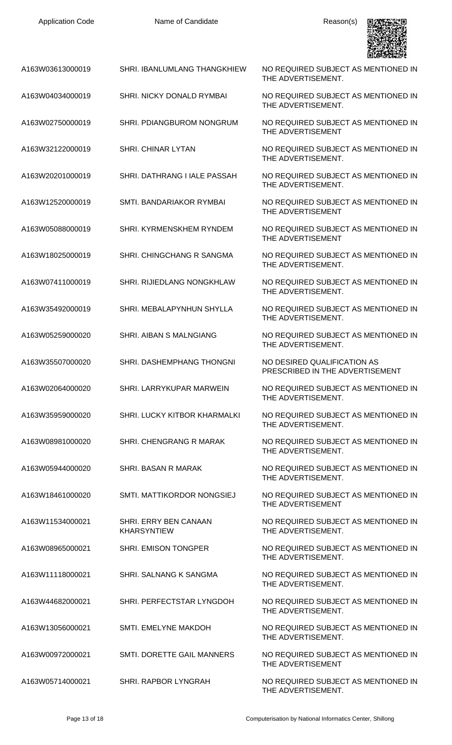| Application Code | Name of Candidate | Reason(s) |
|---|---|---|
| A163W03613000019 | SHRI. IBANLUMLANG THANGKHIEW | NO REQUIRED SUBJECT AS MENTIONED IN THE ADVERTISEMENT. |
| A163W04034000019 | SHRI. NICKY DONALD RYMBAI | NO REQUIRED SUBJECT AS MENTIONED IN THE ADVERTISEMENT. |
| A163W02750000019 | SHRI. PDIANGBUROM NONGRUM | NO REQUIRED SUBJECT AS MENTIONED IN THE ADVERTISEMENT |
| A163W32122000019 | SHRI. CHINAR LYTAN | NO REQUIRED SUBJECT AS MENTIONED IN THE ADVERTISEMENT. |
| A163W20201000019 | SHRI. DATHRANG I IALE PASSAH | NO REQUIRED SUBJECT AS MENTIONED IN THE ADVERTISEMENT. |
| A163W12520000019 | SMTI. BANDARIAKOR RYMBAI | NO REQUIRED SUBJECT AS MENTIONED IN THE ADVERTISEMENT |
| A163W05088000019 | SHRI. KYRMENSKHEM RYNDEM | NO REQUIRED SUBJECT AS MENTIONED IN THE ADVERTISEMENT |
| A163W18025000019 | SHRI. CHINGCHANG R SANGMA | NO REQUIRED SUBJECT AS MENTIONED IN THE ADVERTISEMENT. |
| A163W07411000019 | SHRI. RIJIEDLANG NONGKHLAW | NO REQUIRED SUBJECT AS MENTIONED IN THE ADVERTISEMENT. |
| A163W35492000019 | SHRI. MEBALAPYNHUN SHYLLA | NO REQUIRED SUBJECT AS MENTIONED IN THE ADVERTISEMENT. |
| A163W05259000020 | SHRI. AIBAN S MALNGIANG | NO REQUIRED SUBJECT AS MENTIONED IN THE ADVERTISEMENT. |
| A163W35507000020 | SHRI. DASHEMPHANG THONGNI | NO DESIRED QUALIFICATION AS PRESCRIBED IN THE ADVERTISEMENT |
| A163W02064000020 | SHRI. LARRYKUPAR MARWEIN | NO REQUIRED SUBJECT AS MENTIONED IN THE ADVERTISEMENT. |
| A163W35959000020 | SHRI. LUCKY KITBOR KHARMALKI | NO REQUIRED SUBJECT AS MENTIONED IN THE ADVERTISEMENT. |
| A163W08981000020 | SHRI. CHENGRANG R MARAK | NO REQUIRED SUBJECT AS MENTIONED IN THE ADVERTISEMENT. |
| A163W05944000020 | SHRI. BASAN R MARAK | NO REQUIRED SUBJECT AS MENTIONED IN THE ADVERTISEMENT. |
| A163W18461000020 | SMTI. MATTIKORDOR NONGSIEJ | NO REQUIRED SUBJECT AS MENTIONED IN THE ADVERTISEMENT |
| A163W11534000021 | SHRI. ERRY BEN CANAAN KHARSYNTIEW | NO REQUIRED SUBJECT AS MENTIONED IN THE ADVERTISEMENT. |
| A163W08965000021 | SHRI. EMISON TONGPER | NO REQUIRED SUBJECT AS MENTIONED IN THE ADVERTISEMENT. |
| A163W11118000021 | SHRI. SALNANG K SANGMA | NO REQUIRED SUBJECT AS MENTIONED IN THE ADVERTISEMENT. |
| A163W44682000021 | SHRI. PERFECTSTAR LYNGDOH | NO REQUIRED SUBJECT AS MENTIONED IN THE ADVERTISEMENT. |
| A163W13056000021 | SMTI. EMELYNE MAKDOH | NO REQUIRED SUBJECT AS MENTIONED IN THE ADVERTISEMENT. |
| A163W00972000021 | SMTI. DORETTE GAIL MANNERS | NO REQUIRED SUBJECT AS MENTIONED IN THE ADVERTISEMENT |
| A163W05714000021 | SHRI. RAPBOR LYNGRAH | NO REQUIRED SUBJECT AS MENTIONED IN THE ADVERTISEMENT. |

Computerisation by National Informatics Center, Shillong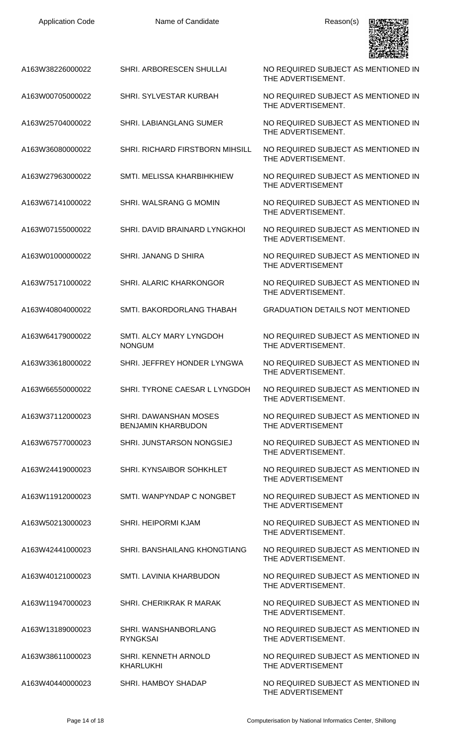| Application Code | Name of Candidate | Reason(s) |
|---|---|---|
| A163W38226000022 | SHRI. ARBORESCEN SHULLAI | NO REQUIRED SUBJECT AS MENTIONED IN THE ADVERTISEMENT. |
| A163W00705000022 | SHRI. SYLVESTAR KURBAH | NO REQUIRED SUBJECT AS MENTIONED IN THE ADVERTISEMENT. |
| A163W25704000022 | SHRI. LABIANGLANG SUMER | NO REQUIRED SUBJECT AS MENTIONED IN THE ADVERTISEMENT. |
| A163W36080000022 | SHRI. RICHARD FIRSTBORN MIHSILL | NO REQUIRED SUBJECT AS MENTIONED IN THE ADVERTISEMENT. |
| A163W27963000022 | SMTI. MELISSA KHARBIHKHIEW | NO REQUIRED SUBJECT AS MENTIONED IN THE ADVERTISEMENT |
| A163W67141000022 | SHRI. WALSRANG G MOMIN | NO REQUIRED SUBJECT AS MENTIONED IN THE ADVERTISEMENT. |
| A163W07155000022 | SHRI. DAVID BRAINARD LYNGKHOI | NO REQUIRED SUBJECT AS MENTIONED IN THE ADVERTISEMENT. |
| A163W01000000022 | SHRI. JANANG D SHIRA | NO REQUIRED SUBJECT AS MENTIONED IN THE ADVERTISEMENT |
| A163W75171000022 | SHRI. ALARIC KHARKONGOR | NO REQUIRED SUBJECT AS MENTIONED IN THE ADVERTISEMENT. |
| A163W40804000022 | SMTI. BAKORDORLANG THABAH | GRADUATION DETAILS NOT MENTIONED |
| A163W64179000022 | SMTI. ALCY MARY LYNGDOH NONGUM | NO REQUIRED SUBJECT AS MENTIONED IN THE ADVERTISEMENT. |
| A163W33618000022 | SHRI. JEFFREY HONDER LYNGWA | NO REQUIRED SUBJECT AS MENTIONED IN THE ADVERTISEMENT. |
| A163W66550000022 | SHRI. TYRONE CAESAR L LYNGDOH | NO REQUIRED SUBJECT AS MENTIONED IN THE ADVERTISEMENT. |
| A163W37112000023 | SHRI. DAWANSHAN MOSES BENJAMIN KHARBUDON | NO REQUIRED SUBJECT AS MENTIONED IN THE ADVERTISEMENT |
| A163W67577000023 | SHRI. JUNSTARSON NONGSIEJ | NO REQUIRED SUBJECT AS MENTIONED IN THE ADVERTISEMENT. |
| A163W24419000023 | SHRI. KYNSAIBOR SOHKHLET | NO REQUIRED SUBJECT AS MENTIONED IN THE ADVERTISEMENT |
| A163W11912000023 | SMTI. WANPYNDAP C NONGBET | NO REQUIRED SUBJECT AS MENTIONED IN THE ADVERTISEMENT |
| A163W50213000023 | SHRI. HEIPORMI KJAM | NO REQUIRED SUBJECT AS MENTIONED IN THE ADVERTISEMENT. |
| A163W42441000023 | SHRI. BANSHAILANG KHONGTIANG | NO REQUIRED SUBJECT AS MENTIONED IN THE ADVERTISEMENT. |
| A163W40121000023 | SMTI. LAVINIA KHARBUDON | NO REQUIRED SUBJECT AS MENTIONED IN THE ADVERTISEMENT. |
| A163W11947000023 | SHRI. CHERIKRAK R MARAK | NO REQUIRED SUBJECT AS MENTIONED IN THE ADVERTISEMENT. |
| A163W13189000023 | SHRI. WANSHANBORLANG RYNGKSAI | NO REQUIRED SUBJECT AS MENTIONED IN THE ADVERTISEMENT. |
| A163W38611000023 | SHRI. KENNETH ARNOLD KHARLUKHI | NO REQUIRED SUBJECT AS MENTIONED IN THE ADVERTISEMENT |
| A163W40440000023 | SHRI. HAMBOY SHADAP | NO REQUIRED SUBJECT AS MENTIONED IN THE ADVERTISEMENT |

Computerisation by National Informatics Center, Shillong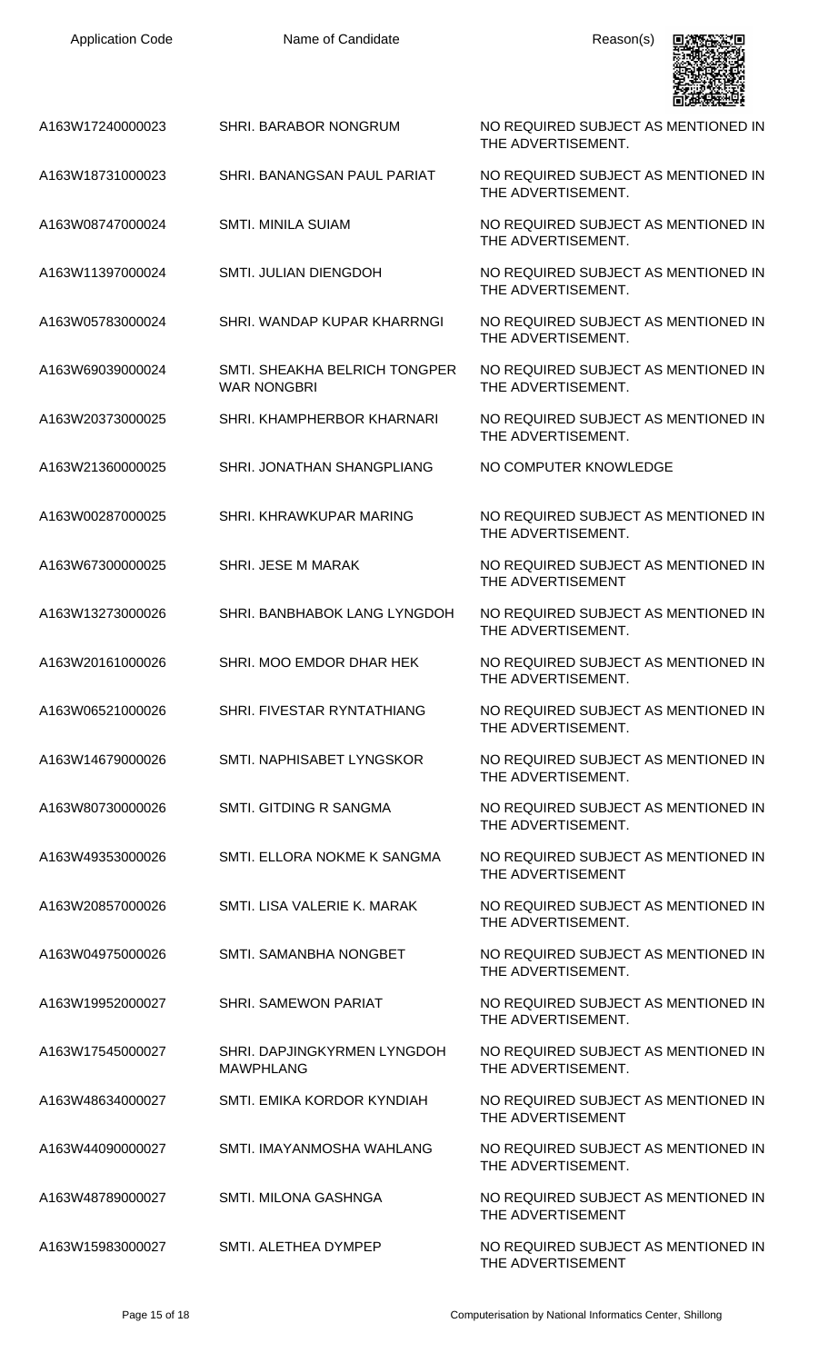| Application Code | Name of Candidate | Reason(s) |
| --- | --- | --- |
| A163W17240000023 | SHRI. BARABOR NONGRUM | NO REQUIRED SUBJECT AS MENTIONED IN THE ADVERTISEMENT. |
| A163W18731000023 | SHRI. BANANGSAN PAUL PARIAT | NO REQUIRED SUBJECT AS MENTIONED IN THE ADVERTISEMENT. |
| A163W08747000024 | SMTI. MINILA SUIAM | NO REQUIRED SUBJECT AS MENTIONED IN THE ADVERTISEMENT. |
| A163W11397000024 | SMTI. JULIAN DIENGDOH | NO REQUIRED SUBJECT AS MENTIONED IN THE ADVERTISEMENT. |
| A163W05783000024 | SHRI. WANDAP KUPAR KHARRNGI | NO REQUIRED SUBJECT AS MENTIONED IN THE ADVERTISEMENT. |
| A163W69039000024 | SMTI. SHEAKHA BELRICH TONGPER WAR NONGBRI | NO REQUIRED SUBJECT AS MENTIONED IN THE ADVERTISEMENT. |
| A163W20373000025 | SHRI. KHAMPHERBOR KHARNARI | NO REQUIRED SUBJECT AS MENTIONED IN THE ADVERTISEMENT. |
| A163W21360000025 | SHRI. JONATHAN SHANGPLIANG | NO COMPUTER KNOWLEDGE |
| A163W00287000025 | SHRI. KHRAWKUPAR MARING | NO REQUIRED SUBJECT AS MENTIONED IN THE ADVERTISEMENT. |
| A163W67300000025 | SHRI. JESE M MARAK | NO REQUIRED SUBJECT AS MENTIONED IN THE ADVERTISEMENT |
| A163W13273000026 | SHRI. BANBHABOK LANG LYNGDOH | NO REQUIRED SUBJECT AS MENTIONED IN THE ADVERTISEMENT. |
| A163W20161000026 | SHRI. MOO EMDOR DHAR HEK | NO REQUIRED SUBJECT AS MENTIONED IN THE ADVERTISEMENT. |
| A163W06521000026 | SHRI. FIVESTAR RYNTATHIANG | NO REQUIRED SUBJECT AS MENTIONED IN THE ADVERTISEMENT. |
| A163W14679000026 | SMTI. NAPHISABET LYNGSKOR | NO REQUIRED SUBJECT AS MENTIONED IN THE ADVERTISEMENT. |
| A163W80730000026 | SMTI. GITDING R SANGMA | NO REQUIRED SUBJECT AS MENTIONED IN THE ADVERTISEMENT. |
| A163W49353000026 | SMTI. ELLORA NOKME K SANGMA | NO REQUIRED SUBJECT AS MENTIONED IN THE ADVERTISEMENT |
| A163W20857000026 | SMTI. LISA VALERIE K. MARAK | NO REQUIRED SUBJECT AS MENTIONED IN THE ADVERTISEMENT. |
| A163W04975000026 | SMTI. SAMANBHA NONGBET | NO REQUIRED SUBJECT AS MENTIONED IN THE ADVERTISEMENT. |
| A163W19952000027 | SHRI. SAMEWON PARIAT | NO REQUIRED SUBJECT AS MENTIONED IN THE ADVERTISEMENT. |
| A163W17545000027 | SHRI. DAPJINGKYRMEN LYNGDOH MAWPHLANG | NO REQUIRED SUBJECT AS MENTIONED IN THE ADVERTISEMENT. |
| A163W48634000027 | SMTI. EMIKA KORDOR KYNDIAH | NO REQUIRED SUBJECT AS MENTIONED IN THE ADVERTISEMENT |
| A163W44090000027 | SMTI. IMAYANMOSHA WAHLANG | NO REQUIRED SUBJECT AS MENTIONED IN THE ADVERTISEMENT. |
| A163W48789000027 | SMTI. MILONA GASHNGA | NO REQUIRED SUBJECT AS MENTIONED IN THE ADVERTISEMENT |
| A163W15983000027 | SMTI. ALETHEA DYMPEP | NO REQUIRED SUBJECT AS MENTIONED IN THE ADVERTISEMENT |

Computerisation by National Informatics Center, Shillong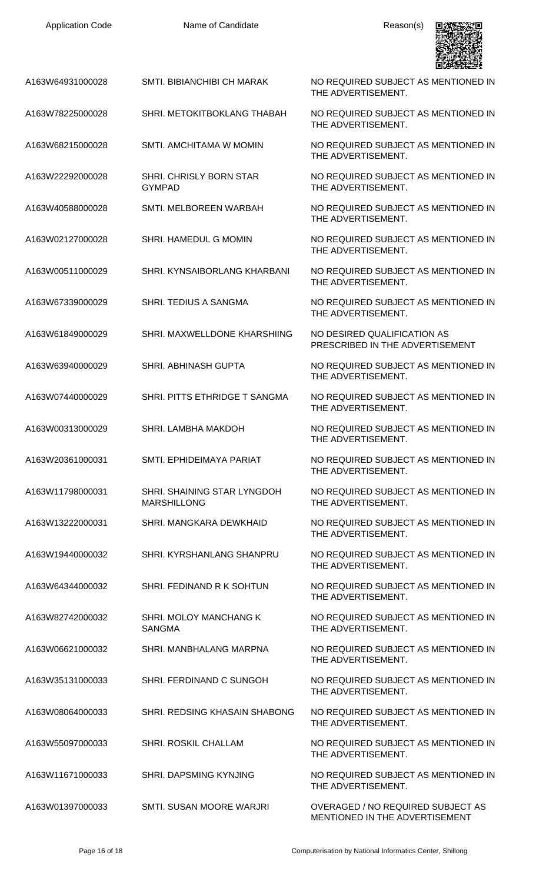| Application Code | Name of Candidate | Reason(s) |
| --- | --- | --- |
| A163W64931000028 | SMTI. BIBIANCHIBI CH MARAK | NO REQUIRED SUBJECT AS MENTIONED IN THE ADVERTISEMENT. |
| A163W78225000028 | SHRI. METOKITBOKLANG THABAH | NO REQUIRED SUBJECT AS MENTIONED IN THE ADVERTISEMENT. |
| A163W68215000028 | SMTI. AMCHITAMA W MOMIN | NO REQUIRED SUBJECT AS MENTIONED IN THE ADVERTISEMENT. |
| A163W22292000028 | SHRI. CHRISLY BORN STAR GYMPAD | NO REQUIRED SUBJECT AS MENTIONED IN THE ADVERTISEMENT. |
| A163W40588000028 | SMTI. MELBOREEN WARBAH | NO REQUIRED SUBJECT AS MENTIONED IN THE ADVERTISEMENT. |
| A163W02127000028 | SHRI. HAMEDUL G MOMIN | NO REQUIRED SUBJECT AS MENTIONED IN THE ADVERTISEMENT. |
| A163W00511000029 | SHRI. KYNSAIBORLANG KHARBANI | NO REQUIRED SUBJECT AS MENTIONED IN THE ADVERTISEMENT. |
| A163W67339000029 | SHRI. TEDIUS A SANGMA | NO REQUIRED SUBJECT AS MENTIONED IN THE ADVERTISEMENT. |
| A163W61849000029 | SHRI. MAXWELLDONE KHARSHIING | NO DESIRED QUALIFICATION AS PRESCRIBED IN THE ADVERTISEMENT |
| A163W63940000029 | SHRI. ABHINASH GUPTA | NO REQUIRED SUBJECT AS MENTIONED IN THE ADVERTISEMENT. |
| A163W07440000029 | SHRI. PITTS ETHRIDGE T SANGMA | NO REQUIRED SUBJECT AS MENTIONED IN THE ADVERTISEMENT. |
| A163W00313000029 | SHRI. LAMBHA MAKDOH | NO REQUIRED SUBJECT AS MENTIONED IN THE ADVERTISEMENT. |
| A163W20361000031 | SMTI. EPHIDEIMAYA PARIAT | NO REQUIRED SUBJECT AS MENTIONED IN THE ADVERTISEMENT. |
| A163W11798000031 | SHRI. SHAINING STAR LYNGDOH MARSHILLONG | NO REQUIRED SUBJECT AS MENTIONED IN THE ADVERTISEMENT. |
| A163W13222000031 | SHRI. MANGKARA DEWKHAID | NO REQUIRED SUBJECT AS MENTIONED IN THE ADVERTISEMENT. |
| A163W19440000032 | SHRI. KYRSHANLANG SHANPRU | NO REQUIRED SUBJECT AS MENTIONED IN THE ADVERTISEMENT. |
| A163W64344000032 | SHRI. FEDINAND R K SOHTUN | NO REQUIRED SUBJECT AS MENTIONED IN THE ADVERTISEMENT. |
| A163W82742000032 | SHRI. MOLOY MANCHANG K SANGMA | NO REQUIRED SUBJECT AS MENTIONED IN THE ADVERTISEMENT. |
| A163W06621000032 | SHRI. MANBHALANG MARPNA | NO REQUIRED SUBJECT AS MENTIONED IN THE ADVERTISEMENT. |
| A163W35131000033 | SHRI. FERDINAND C SUNGOH | NO REQUIRED SUBJECT AS MENTIONED IN THE ADVERTISEMENT. |
| A163W08064000033 | SHRI. REDSING KHASAIN SHABONG | NO REQUIRED SUBJECT AS MENTIONED IN THE ADVERTISEMENT. |
| A163W55097000033 | SHRI. ROSKIL CHALLAM | NO REQUIRED SUBJECT AS MENTIONED IN THE ADVERTISEMENT. |
| A163W11671000033 | SHRI. DAPSMING KYNJING | NO REQUIRED SUBJECT AS MENTIONED IN THE ADVERTISEMENT. |
| A163W01397000033 | SMTI. SUSAN MOORE WARJRI | OVERAGED / NO REQUIRED SUBJECT AS MENTIONED IN THE ADVERTISEMENT |

Computerisation by National Informatics Center, Shillong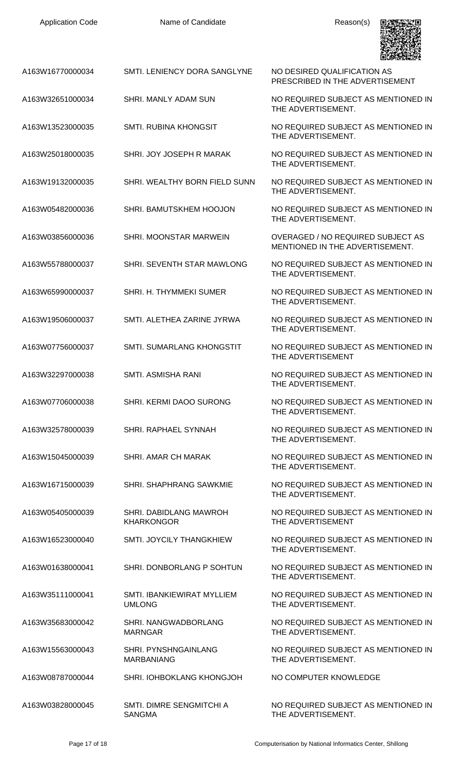| Application Code | Name of Candidate | Reason(s) |
|---|---|---|
| A163W16770000034 | SMTI. LENIENCY DORA SANGLYNE | NO DESIRED QUALIFICATION AS PRESCRIBED IN THE ADVERTISEMENT |
| A163W32651000034 | SHRI. MANLY ADAM SUN | NO REQUIRED SUBJECT AS MENTIONED IN THE ADVERTISEMENT. |
| A163W13523000035 | SMTI. RUBINA KHONGSIT | NO REQUIRED SUBJECT AS MENTIONED IN THE ADVERTISEMENT. |
| A163W25018000035 | SHRI. JOY JOSEPH R MARAK | NO REQUIRED SUBJECT AS MENTIONED IN THE ADVERTISEMENT. |
| A163W19132000035 | SHRI. WEALTHY BORN FIELD SUNN | NO REQUIRED SUBJECT AS MENTIONED IN THE ADVERTISEMENT. |
| A163W05482000036 | SHRI. BAMUTSKHEM HOOJON | NO REQUIRED SUBJECT AS MENTIONED IN THE ADVERTISEMENT. |
| A163W03856000036 | SHRI. MOONSTAR MARWEIN | OVERAGED / NO REQUIRED SUBJECT AS MENTIONED IN THE ADVERTISEMENT. |
| A163W55788000037 | SHRI. SEVENTH STAR MAWLONG | NO REQUIRED SUBJECT AS MENTIONED IN THE ADVERTISEMENT. |
| A163W65990000037 | SHRI. H. THYMMEKI SUMER | NO REQUIRED SUBJECT AS MENTIONED IN THE ADVERTISEMENT. |
| A163W19506000037 | SMTI. ALETHEA ZARINE JYRWA | NO REQUIRED SUBJECT AS MENTIONED IN THE ADVERTISEMENT. |
| A163W07756000037 | SMTI. SUMARLANG KHONGSTIT | NO REQUIRED SUBJECT AS MENTIONED IN THE ADVERTISEMENT |
| A163W32297000038 | SMTI. ASMISHA RANI | NO REQUIRED SUBJECT AS MENTIONED IN THE ADVERTISEMENT. |
| A163W07706000038 | SHRI. KERMI DAOO SURONG | NO REQUIRED SUBJECT AS MENTIONED IN THE ADVERTISEMENT. |
| A163W32578000039 | SHRI. RAPHAEL SYNNAH | NO REQUIRED SUBJECT AS MENTIONED IN THE ADVERTISEMENT. |
| A163W15045000039 | SHRI. AMAR CH MARAK | NO REQUIRED SUBJECT AS MENTIONED IN THE ADVERTISEMENT. |
| A163W16715000039 | SHRI. SHAPHRANG SAWKMIE | NO REQUIRED SUBJECT AS MENTIONED IN THE ADVERTISEMENT. |
| A163W05405000039 | SHRI. DABIDLANG MAWROH KHARKONGOR | NO REQUIRED SUBJECT AS MENTIONED IN THE ADVERTISEMENT |
| A163W16523000040 | SMTI. JOYCILY THANGKHIEW | NO REQUIRED SUBJECT AS MENTIONED IN THE ADVERTISEMENT. |
| A163W01638000041 | SHRI. DONBORLANG P SOHTUN | NO REQUIRED SUBJECT AS MENTIONED IN THE ADVERTISEMENT. |
| A163W35111000041 | SMTI. IBANKIEWIRAT MYLLIEM UMLONG | NO REQUIRED SUBJECT AS MENTIONED IN THE ADVERTISEMENT. |
| A163W35683000042 | SHRI. NANGWADBORLANG MARNGAR | NO REQUIRED SUBJECT AS MENTIONED IN THE ADVERTISEMENT. |
| A163W15563000043 | SHRI. PYNSHNGAINLANG MARBANIANG | NO REQUIRED SUBJECT AS MENTIONED IN THE ADVERTISEMENT. |
| A163W08787000044 | SHRI. IOHBOKLANG KHONGJOH | NO COMPUTER KNOWLEDGE |
| A163W03828000045 | SMTI. DIMRE SENGMITCHI A SANGMA | NO REQUIRED SUBJECT AS MENTIONED IN THE ADVERTISEMENT. |

Computerisation by National Informatics Center, Shillong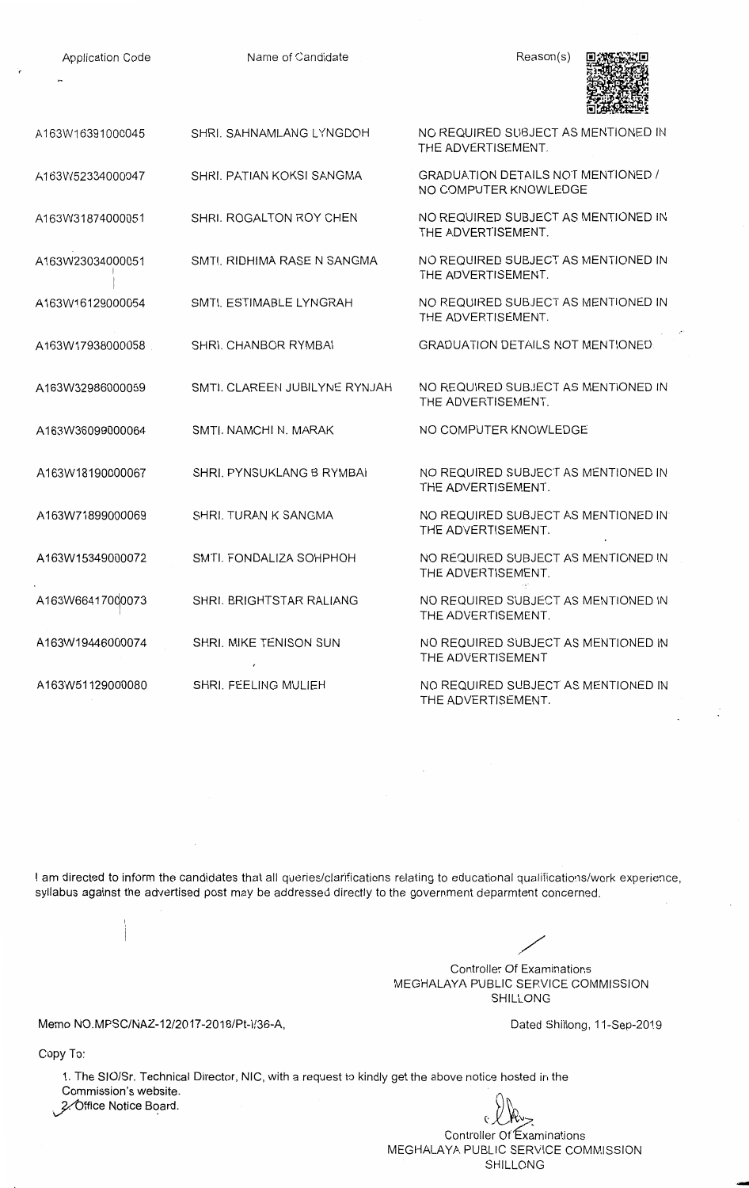| Application Code | Name of Candidate | Reason(s) |
| --- | --- | --- |
| A163W16391000045 | SHRI. SAHNAMLANG LYNGDOH | NO REQUIRED SUBJECT AS MENTIONED IN THE ADVERTISEMENT. |
| A163W52334000047 | SHRI. PATIAN KOKSI SANGMA | GRADUATION DETAILS NOT MENTIONED / NO COMPUTER KNOWLEDGE |
| A163W31874000051 | SHRI. ROGALTON ROY CHEN | NO REQUIRED SUBJECT AS MENTIONED IN THE ADVERTISEMENT. |
| A163W23034000051 | SMTI. RIDHIMA RASE N SANGMA | NO REQUIRED SUBJECT AS MENTIONED IN THE ADVERTISEMENT. |
| A163W16129000054 | SMTI. ESTIMABLE LYNGRAH | NO REQUIRED SUBJECT AS MENTIONED IN THE ADVERTISEMENT. |
| A163W17938000058 | SHRI. CHANBOR RYMBAI | GRADUATION DETAILS NOT MENTIONED |
| A163W32986000059 | SMTI. CLAREEN JUBILYNE RYNJAH | NO REQUIRED SUBJECT AS MENTIONED IN THE ADVERTISEMENT. |
| A163W36099000064 | SMTI. NAMCHI N. MARAK | NO COMPUTER KNOWLEDGE |
| A163W18190000067 | SHRI. PYNSUKLANG B RYMBAI | NO REQUIRED SUBJECT AS MENTIONED IN THE ADVERTISEMENT. |
| A163W71899000069 | SHRI. TURAN K SANGMA | NO REQUIRED SUBJECT AS MENTIONED IN THE ADVERTISEMENT. |
| A163W15349000072 | SMTI. FONDALIZA SOHPHOH | NO REQUIRED SUBJECT AS MENTIONED IN THE ADVERTISEMENT. |
| A163W66417000073 | SHRI. BRIGHTSTAR RALIANG | NO REQUIRED SUBJECT AS MENTIONED IN THE ADVERTISEMENT. |
| A163W19446000074 | SHRI. MIKE TENISON SUN | NO REQUIRED SUBJECT AS MENTIONED IN THE ADVERTISEMENT |
| A163W51129000080 | SHRI. FEELING MULIEH | NO REQUIRED SUBJECT AS MENTIONED IN THE ADVERTISEMENT. |

I am directed to inform the candidates that all queries/clarifications relating to educational qualifications/work experience, syllabus against the advertised post may be addressed directly to the government deparmtent concerned.

Controller Of Examinations
MEGHALAYA PUBLIC SERVICE COMMISSION
SHILLONG

Memo NO.MPSC/NAZ-12/2017-2018/Pt-I/36-A,

Dated Shillong, 11-Sep-2019

Copy To:

1. The SIO/Sr. Technical Director, NIC, with a request to kindly get the above notice hosted in the Commission's website.
2. Office Notice Board.

Controller Of Examinations
MEGHALAYA PUBLIC SERVICE COMMISSION
SHILLONG